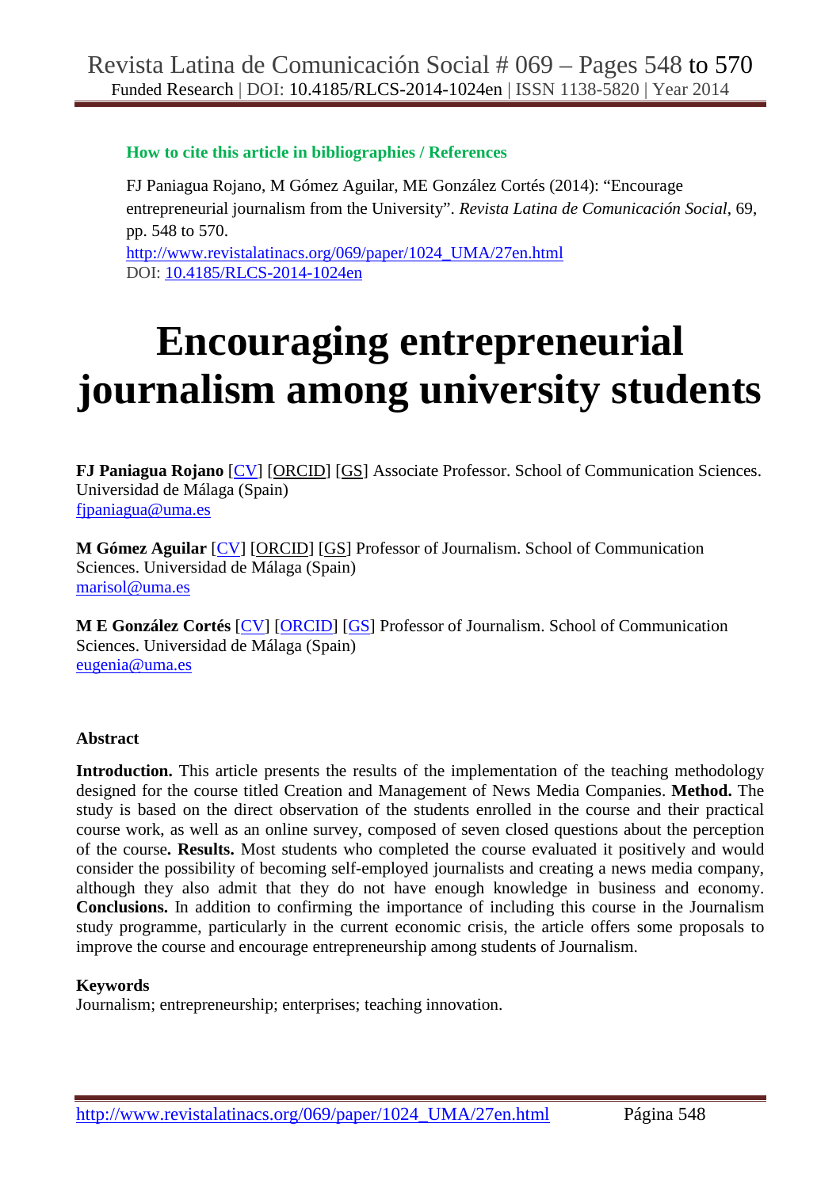**How to cite this article in bibliographies / References**

FJ Paniagua Rojano, M Gómez Aguilar, ME González Cortés (2014): "Encourage entrepreneurial journalism from the University". *Revista Latina de Comunicación Social*, 69, pp. 548 to 570.
http://www.revistalatinacs.org/069/paper/1024_UMA/27en.html
DOI: 10.4185/RLCS-2014-1024en

# Encouraging entrepreneurial journalism among university students

**FJ Paniagua Rojano** [CV] [ORCID] [GS] Associate Professor. School of Communication Sciences. Universidad de Málaga (Spain)
fjpaniagua@uma.es

**M Gómez Aguilar** [CV] [ORCID] [GS] Professor of Journalism. School of Communication Sciences. Universidad de Málaga (Spain)
marisol@uma.es

**M E González Cortés** [CV] [ORCID] [GS] Professor of Journalism. School of Communication Sciences. Universidad de Málaga (Spain)
eugenia@uma.es

## Abstract

**Introduction.** This article presents the results of the implementation of the teaching methodology designed for the course titled Creation and Management of News Media Companies. **Method.** The study is based on the direct observation of the students enrolled in the course and their practical course work, as well as an online survey, composed of seven closed questions about the perception of the course**. Results.** Most students who completed the course evaluated it positively and would consider the possibility of becoming self-employed journalists and creating a news media company, although they also admit that they do not have enough knowledge in business and economy. **Conclusions.** In addition to confirming the importance of including this course in the Journalism study programme, particularly in the current economic crisis, the article offers some proposals to improve the course and encourage entrepreneurship among students of Journalism.

## Keywords

Journalism; entrepreneurship; enterprises; teaching innovation.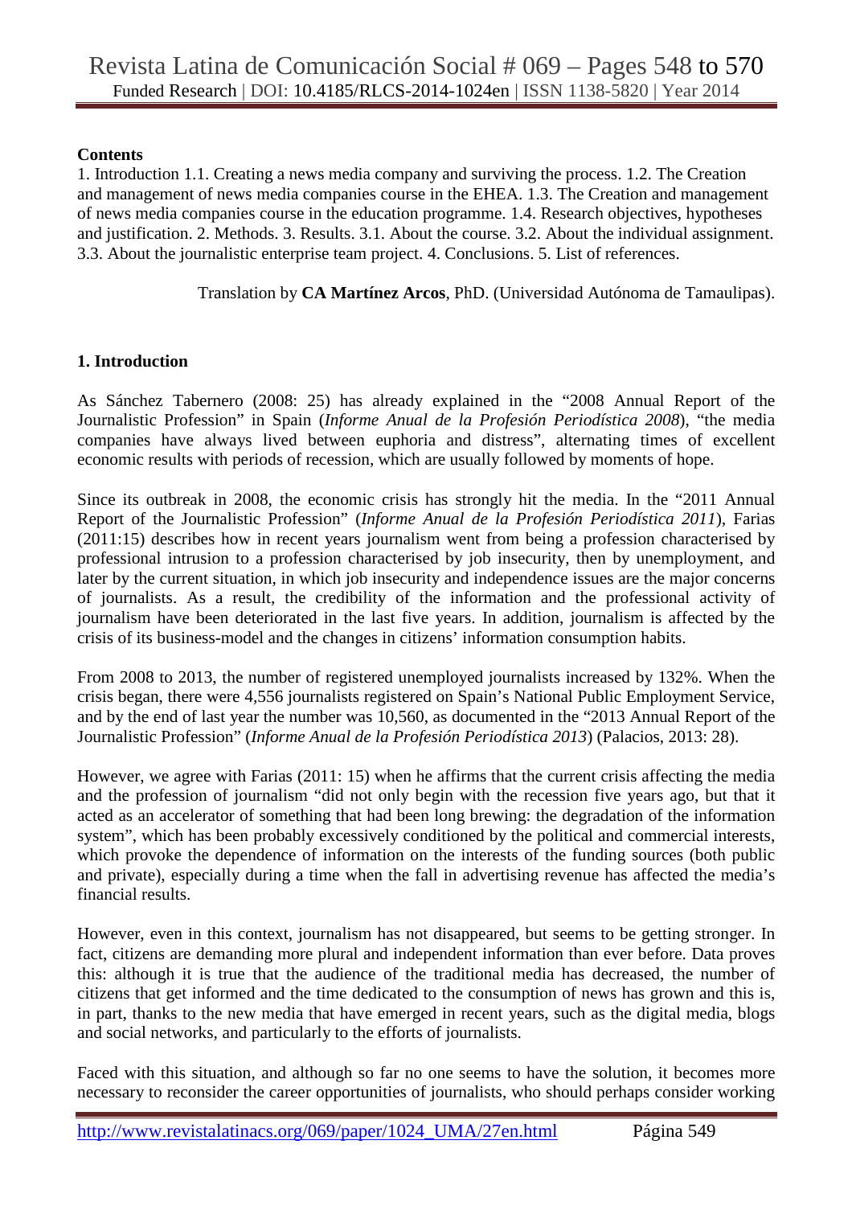**Contents**

1. Introduction 1.1. Creating a news media company and surviving the process. 1.2. The Creation and management of news media companies course in the EHEA. 1.3. The Creation and management of news media companies course in the education programme. 1.4. Research objectives, hypotheses and justification. 2. Methods. 3. Results. 3.1. About the course. 3.2. About the individual assignment. 3.3. About the journalistic enterprise team project. 4. Conclusions. 5. List of references.

Translation by **CA Martínez Arcos**, PhD. (Universidad Autónoma de Tamaulipas).

## 1. Introduction

As Sánchez Tabernero (2008: 25) has already explained in the "2008 Annual Report of the Journalistic Profession" in Spain (*Informe Anual de la Profesión Periodística 2008*), "the media companies have always lived between euphoria and distress", alternating times of excellent economic results with periods of recession, which are usually followed by moments of hope.

Since its outbreak in 2008, the economic crisis has strongly hit the media. In the "2011 Annual Report of the Journalistic Profession" (*Informe Anual de la Profesión Periodística 2011*), Farias (2011:15) describes how in recent years journalism went from being a profession characterised by professional intrusion to a profession characterised by job insecurity, then by unemployment, and later by the current situation, in which job insecurity and independence issues are the major concerns of journalists. As a result, the credibility of the information and the professional activity of journalism have been deteriorated in the last five years. In addition, journalism is affected by the crisis of its business-model and the changes in citizens' information consumption habits.

From 2008 to 2013, the number of registered unemployed journalists increased by 132%. When the crisis began, there were 4,556 journalists registered on Spain's National Public Employment Service, and by the end of last year the number was 10,560, as documented in the "2013 Annual Report of the Journalistic Profession" (*Informe Anual de la Profesión Periodística 2013*) (Palacios, 2013: 28).

However, we agree with Farias (2011: 15) when he affirms that the current crisis affecting the media and the profession of journalism "did not only begin with the recession five years ago, but that it acted as an accelerator of something that had been long brewing: the degradation of the information system", which has been probably excessively conditioned by the political and commercial interests, which provoke the dependence of information on the interests of the funding sources (both public and private), especially during a time when the fall in advertising revenue has affected the media's financial results.

However, even in this context, journalism has not disappeared, but seems to be getting stronger. In fact, citizens are demanding more plural and independent information than ever before. Data proves this: although it is true that the audience of the traditional media has decreased, the number of citizens that get informed and the time dedicated to the consumption of news has grown and this is, in part, thanks to the new media that have emerged in recent years, such as the digital media, blogs and social networks, and particularly to the efforts of journalists.

Faced with this situation, and although so far no one seems to have the solution, it becomes more necessary to reconsider the career opportunities of journalists, who should perhaps consider working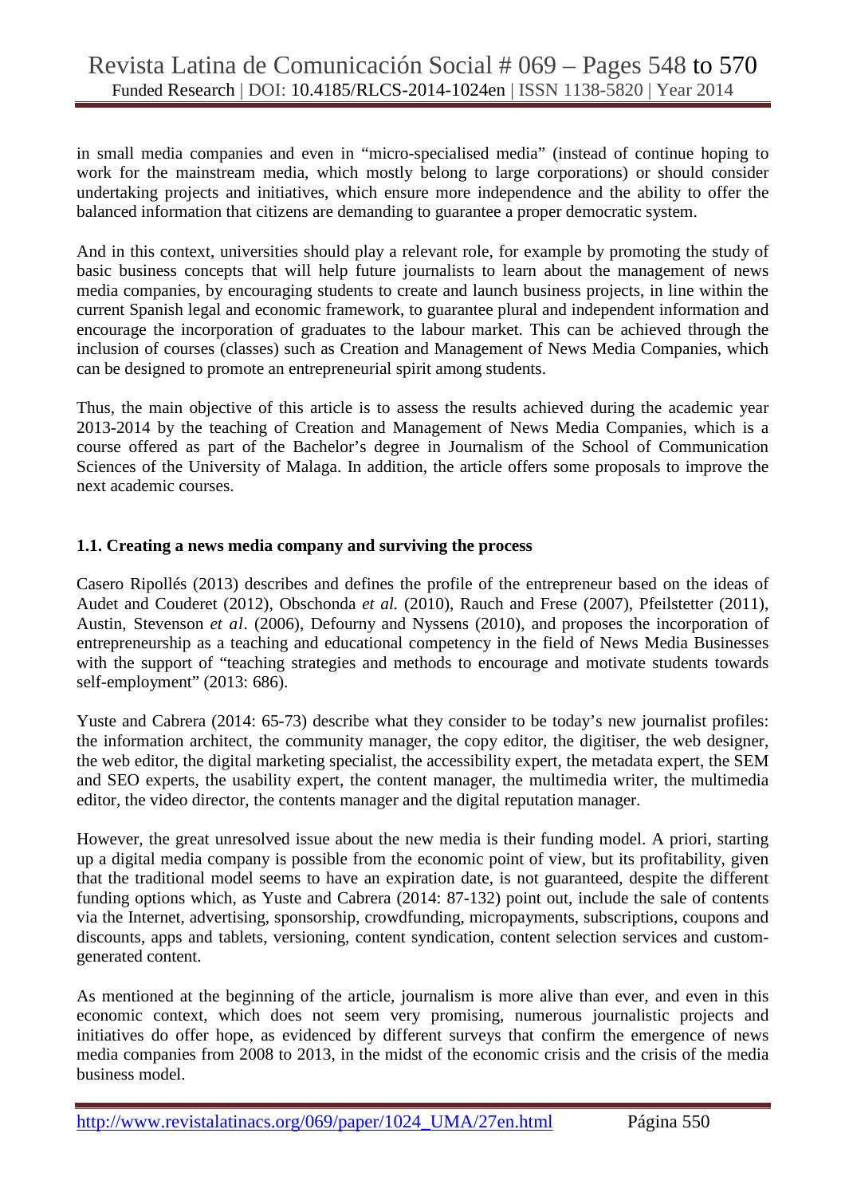in small media companies and even in "micro-specialised media" (instead of continue hoping to work for the mainstream media, which mostly belong to large corporations) or should consider undertaking projects and initiatives, which ensure more independence and the ability to offer the balanced information that citizens are demanding to guarantee a proper democratic system.

And in this context, universities should play a relevant role, for example by promoting the study of basic business concepts that will help future journalists to learn about the management of news media companies, by encouraging students to create and launch business projects, in line within the current Spanish legal and economic framework, to guarantee plural and independent information and encourage the incorporation of graduates to the labour market. This can be achieved through the inclusion of courses (classes) such as Creation and Management of News Media Companies, which can be designed to promote an entrepreneurial spirit among students.

Thus, the main objective of this article is to assess the results achieved during the academic year 2013-2014 by the teaching of Creation and Management of News Media Companies, which is a course offered as part of the Bachelor's degree in Journalism of the School of Communication Sciences of the University of Malaga. In addition, the article offers some proposals to improve the next academic courses.

### 1.1. Creating a news media company and surviving the process

Casero Ripollés (2013) describes and defines the profile of the entrepreneur based on the ideas of Audet and Couderet (2012), Obschonda *et al.* (2010), Rauch and Frese (2007), Pfeilstetter (2011), Austin, Stevenson *et al*. (2006), Defourny and Nyssens (2010), and proposes the incorporation of entrepreneurship as a teaching and educational competency in the field of News Media Businesses with the support of "teaching strategies and methods to encourage and motivate students towards self-employment" (2013: 686).

Yuste and Cabrera (2014: 65-73) describe what they consider to be today's new journalist profiles: the information architect, the community manager, the copy editor, the digitiser, the web designer, the web editor, the digital marketing specialist, the accessibility expert, the metadata expert, the SEM and SEO experts, the usability expert, the content manager, the multimedia writer, the multimedia editor, the video director, the contents manager and the digital reputation manager.

However, the great unresolved issue about the new media is their funding model. A priori, starting up a digital media company is possible from the economic point of view, but its profitability, given that the traditional model seems to have an expiration date, is not guaranteed, despite the different funding options which, as Yuste and Cabrera (2014: 87-132) point out, include the sale of contents via the Internet, advertising, sponsorship, crowdfunding, micropayments, subscriptions, coupons and discounts, apps and tablets, versioning, content syndication, content selection services and custom-generated content.

As mentioned at the beginning of the article, journalism is more alive than ever, and even in this economic context, which does not seem very promising, numerous journalistic projects and initiatives do offer hope, as evidenced by different surveys that confirm the emergence of news media companies from 2008 to 2013, in the midst of the economic crisis and the crisis of the media business model.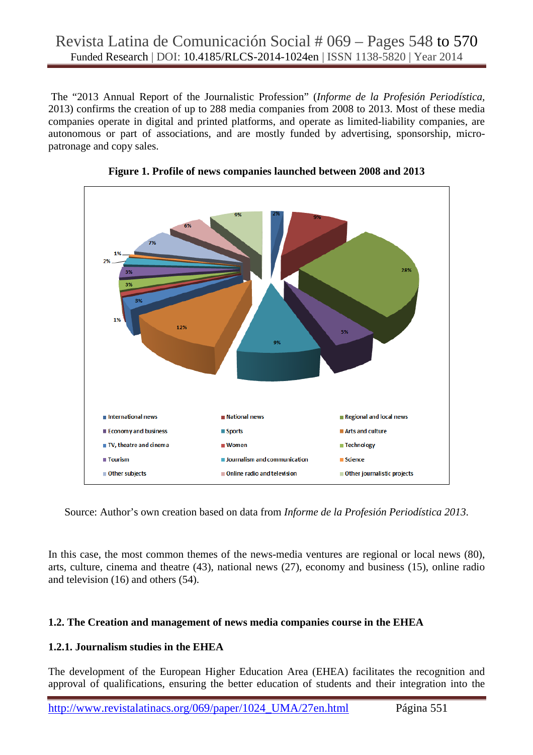The "2013 Annual Report of the Journalistic Profession" (*Informe de la Profesión Periodística*, 2013) confirms the creation of up to 288 media companies from 2008 to 2013. Most of these media companies operate in digital and printed platforms, and operate as limited-liability companies, are autonomous or part of associations, and are mostly funded by advertising, sponsorship, micro-patronage and copy sales.

**Figure 1. Profile of news companies launched between 2008 and 2013**

| Category | % |
|---|---|
| International news | 2% |
| National news | 9% |
| Regional and local news | 28% |
| Economy and business | 5% |
| Sports | 9% |
| Arts and culture | 12% |
| TV, theatre and cinema | 3% |
| Women | 1% |
| Technology | 3% |
| Tourism | 3% |
| Journalism and communication | 2% |
| Science | 1% |
| Other subjects | 7% |
| Online radio and television | 6% |
| Other journalistic projects | 9% |

Source: Author's own creation based on data from *Informe de la Profesión Periodística 2013*.

In this case, the most common themes of the news-media ventures are regional or local news (80), arts, culture, cinema and theatre (43), national news (27), economy and business (15), online radio and television (16) and others (54).

### 1.2. The Creation and management of news media companies course in the EHEA

#### 1.2.1. Journalism studies in the EHEA

The development of the European Higher Education Area (EHEA) facilitates the recognition and approval of qualifications, ensuring the better education of students and their integration into the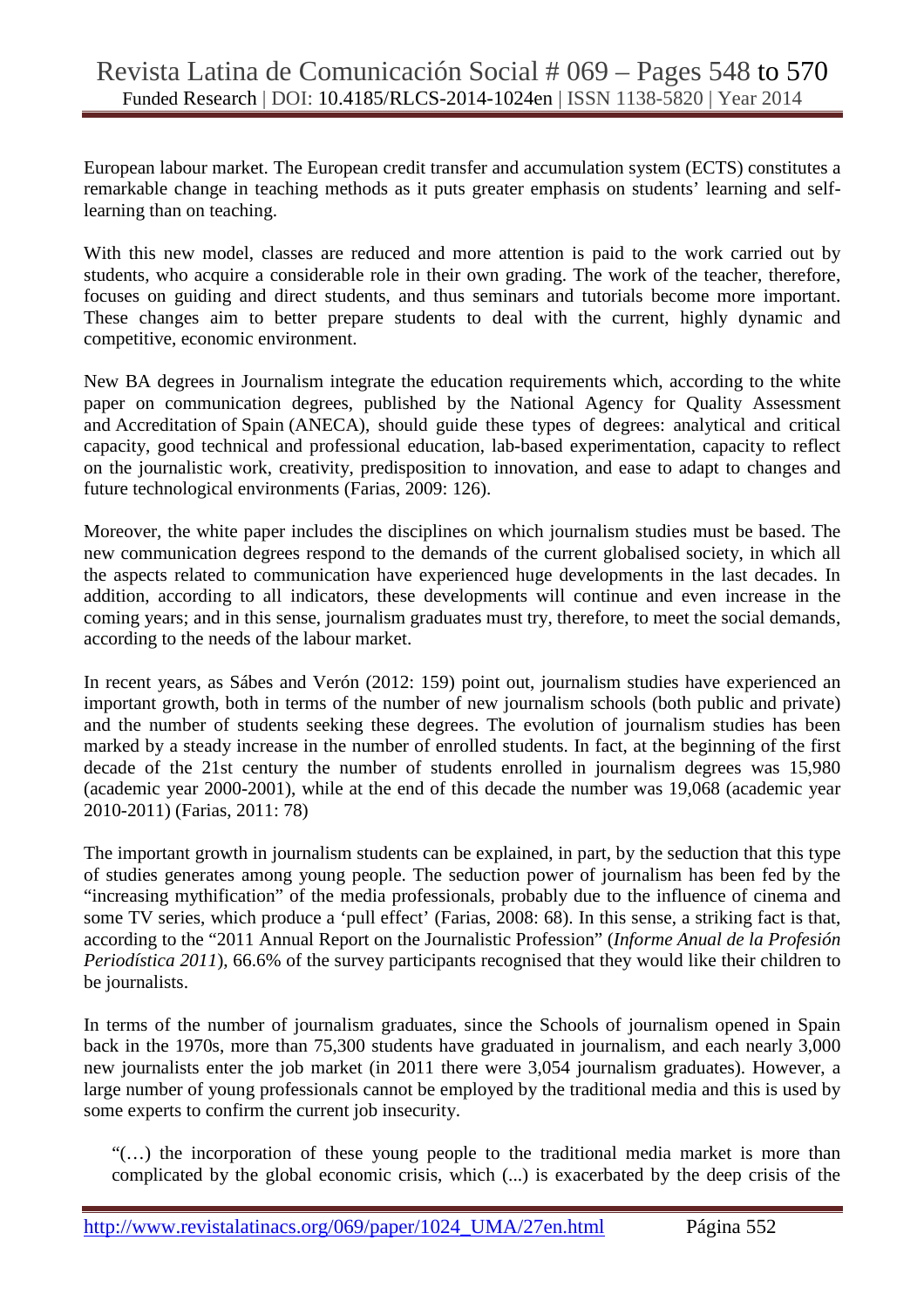European labour market. The European credit transfer and accumulation system (ECTS) constitutes a remarkable change in teaching methods as it puts greater emphasis on students' learning and self-learning than on teaching.

With this new model, classes are reduced and more attention is paid to the work carried out by students, who acquire a considerable role in their own grading. The work of the teacher, therefore, focuses on guiding and direct students, and thus seminars and tutorials become more important. These changes aim to better prepare students to deal with the current, highly dynamic and competitive, economic environment.

New BA degrees in Journalism integrate the education requirements which, according to the white paper on communication degrees, published by the National Agency for Quality Assessment and Accreditation of Spain (ANECA), should guide these types of degrees: analytical and critical capacity, good technical and professional education, lab-based experimentation, capacity to reflect on the journalistic work, creativity, predisposition to innovation, and ease to adapt to changes and future technological environments (Farias, 2009: 126).

Moreover, the white paper includes the disciplines on which journalism studies must be based. The new communication degrees respond to the demands of the current globalised society, in which all the aspects related to communication have experienced huge developments in the last decades. In addition, according to all indicators, these developments will continue and even increase in the coming years; and in this sense, journalism graduates must try, therefore, to meet the social demands, according to the needs of the labour market.

In recent years, as Sábes and Verón (2012: 159) point out, journalism studies have experienced an important growth, both in terms of the number of new journalism schools (both public and private) and the number of students seeking these degrees. The evolution of journalism studies has been marked by a steady increase in the number of enrolled students. In fact, at the beginning of the first decade of the 21st century the number of students enrolled in journalism degrees was 15,980 (academic year 2000-2001), while at the end of this decade the number was 19,068 (academic year 2010-2011) (Farias, 2011: 78)

The important growth in journalism students can be explained, in part, by the seduction that this type of studies generates among young people. The seduction power of journalism has been fed by the "increasing mythification" of the media professionals, probably due to the influence of cinema and some TV series, which produce a 'pull effect' (Farias, 2008: 68). In this sense, a striking fact is that, according to the "2011 Annual Report on the Journalistic Profession" (*Informe Anual de la Profesión Periodística 2011*), 66.6% of the survey participants recognised that they would like their children to be journalists.

In terms of the number of journalism graduates, since the Schools of journalism opened in Spain back in the 1970s, more than 75,300 students have graduated in journalism, and each nearly 3,000 new journalists enter the job market (in 2011 there were 3,054 journalism graduates). However, a large number of young professionals cannot be employed by the traditional media and this is used by some experts to confirm the current job insecurity.

> "(…) the incorporation of these young people to the traditional media market is more than complicated by the global economic crisis, which (...) is exacerbated by the deep crisis of the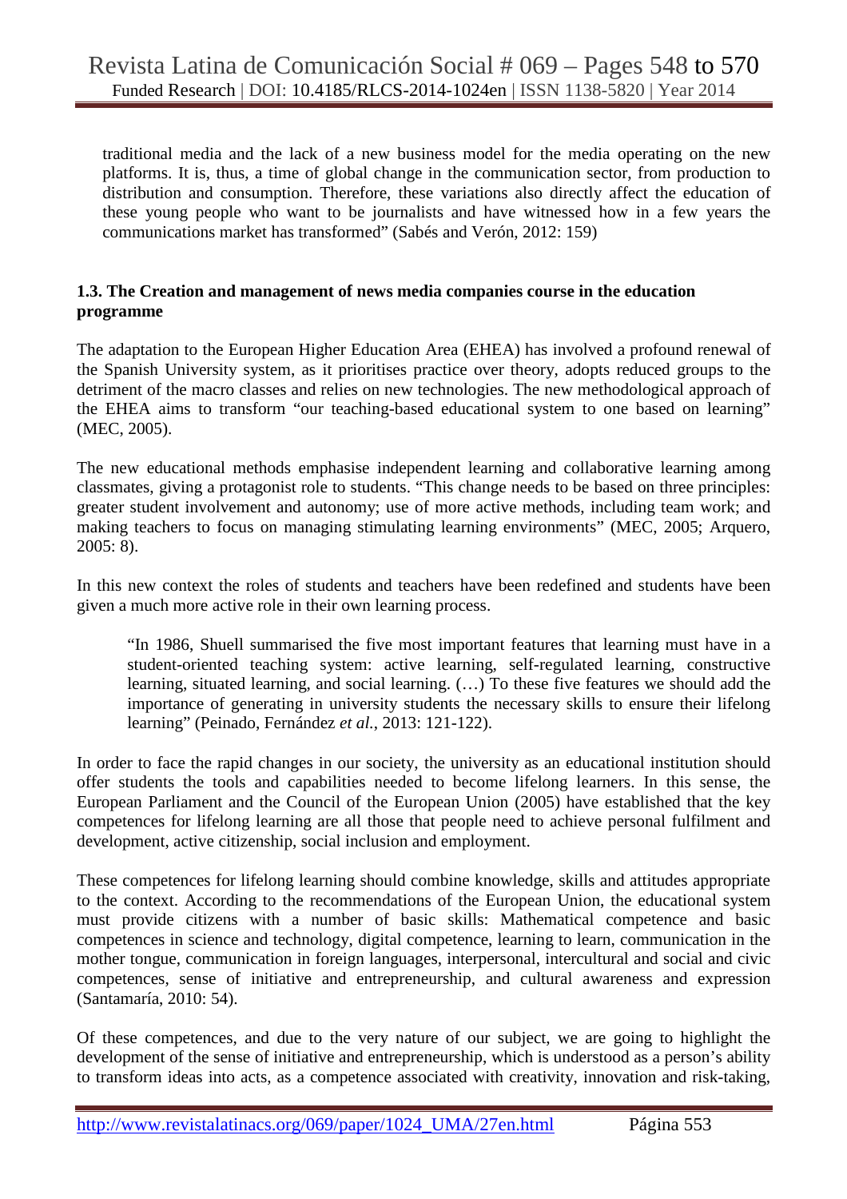traditional media and the lack of a new business model for the media operating on the new platforms. It is, thus, a time of global change in the communication sector, from production to distribution and consumption. Therefore, these variations also directly affect the education of these young people who want to be journalists and have witnessed how in a few years the communications market has transformed" (Sabés and Verón, 2012: 159)

### 1.3. The Creation and management of news media companies course in the education programme

The adaptation to the European Higher Education Area (EHEA) has involved a profound renewal of the Spanish University system, as it prioritises practice over theory, adopts reduced groups to the detriment of the macro classes and relies on new technologies. The new methodological approach of the EHEA aims to transform "our teaching-based educational system to one based on learning" (MEC, 2005).

The new educational methods emphasise independent learning and collaborative learning among classmates, giving a protagonist role to students. "This change needs to be based on three principles: greater student involvement and autonomy; use of more active methods, including team work; and making teachers to focus on managing stimulating learning environments" (MEC, 2005; Arquero, 2005: 8).

In this new context the roles of students and teachers have been redefined and students have been given a much more active role in their own learning process.

> "In 1986, Shuell summarised the five most important features that learning must have in a student-oriented teaching system: active learning, self-regulated learning, constructive learning, situated learning, and social learning. (…) To these five features we should add the importance of generating in university students the necessary skills to ensure their lifelong learning" (Peinado, Fernández *et al.*, 2013: 121-122).

In order to face the rapid changes in our society, the university as an educational institution should offer students the tools and capabilities needed to become lifelong learners. In this sense, the European Parliament and the Council of the European Union (2005) have established that the key competences for lifelong learning are all those that people need to achieve personal fulfilment and development, active citizenship, social inclusion and employment.

These competences for lifelong learning should combine knowledge, skills and attitudes appropriate to the context. According to the recommendations of the European Union, the educational system must provide citizens with a number of basic skills: Mathematical competence and basic competences in science and technology, digital competence, learning to learn, communication in the mother tongue, communication in foreign languages, interpersonal, intercultural and social and civic competences, sense of initiative and entrepreneurship, and cultural awareness and expression (Santamaría, 2010: 54).

Of these competences, and due to the very nature of our subject, we are going to highlight the development of the sense of initiative and entrepreneurship, which is understood as a person's ability to transform ideas into acts, as a competence associated with creativity, innovation and risk-taking,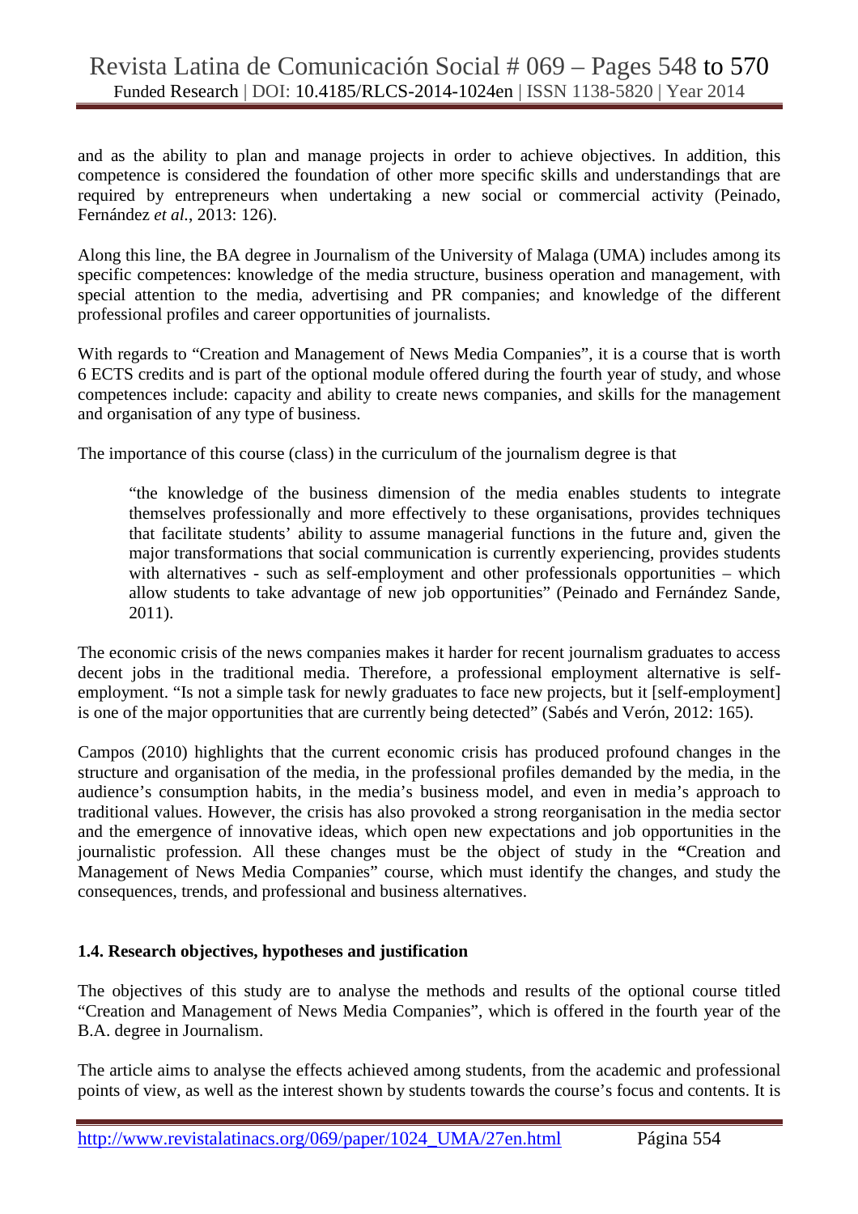and as the ability to plan and manage projects in order to achieve objectives. In addition, this competence is considered the foundation of other more specific skills and understandings that are required by entrepreneurs when undertaking a new social or commercial activity (Peinado, Fernández *et al.*, 2013: 126).

Along this line, the BA degree in Journalism of the University of Malaga (UMA) includes among its specific competences: knowledge of the media structure, business operation and management, with special attention to the media, advertising and PR companies; and knowledge of the different professional profiles and career opportunities of journalists.

With regards to "Creation and Management of News Media Companies", it is a course that is worth 6 ECTS credits and is part of the optional module offered during the fourth year of study, and whose competences include: capacity and ability to create news companies, and skills for the management and organisation of any type of business.

The importance of this course (class) in the curriculum of the journalism degree is that

> "the knowledge of the business dimension of the media enables students to integrate themselves professionally and more effectively to these organisations, provides techniques that facilitate students' ability to assume managerial functions in the future and, given the major transformations that social communication is currently experiencing, provides students with alternatives - such as self-employment and other professionals opportunities – which allow students to take advantage of new job opportunities" (Peinado and Fernández Sande, 2011).

The economic crisis of the news companies makes it harder for recent journalism graduates to access decent jobs in the traditional media. Therefore, a professional employment alternative is self-employment. "Is not a simple task for newly graduates to face new projects, but it [self-employment] is one of the major opportunities that are currently being detected" (Sabés and Verón, 2012: 165).

Campos (2010) highlights that the current economic crisis has produced profound changes in the structure and organisation of the media, in the professional profiles demanded by the media, in the audience's consumption habits, in the media's business model, and even in media's approach to traditional values. However, the crisis has also provoked a strong reorganisation in the media sector and the emergence of innovative ideas, which open new expectations and job opportunities in the journalistic profession. All these changes must be the object of study in the **"**Creation and Management of News Media Companies" course, which must identify the changes, and study the consequences, trends, and professional and business alternatives.

### 1.4. Research objectives, hypotheses and justification

The objectives of this study are to analyse the methods and results of the optional course titled "Creation and Management of News Media Companies", which is offered in the fourth year of the B.A. degree in Journalism.

The article aims to analyse the effects achieved among students, from the academic and professional points of view, as well as the interest shown by students towards the course's focus and contents. It is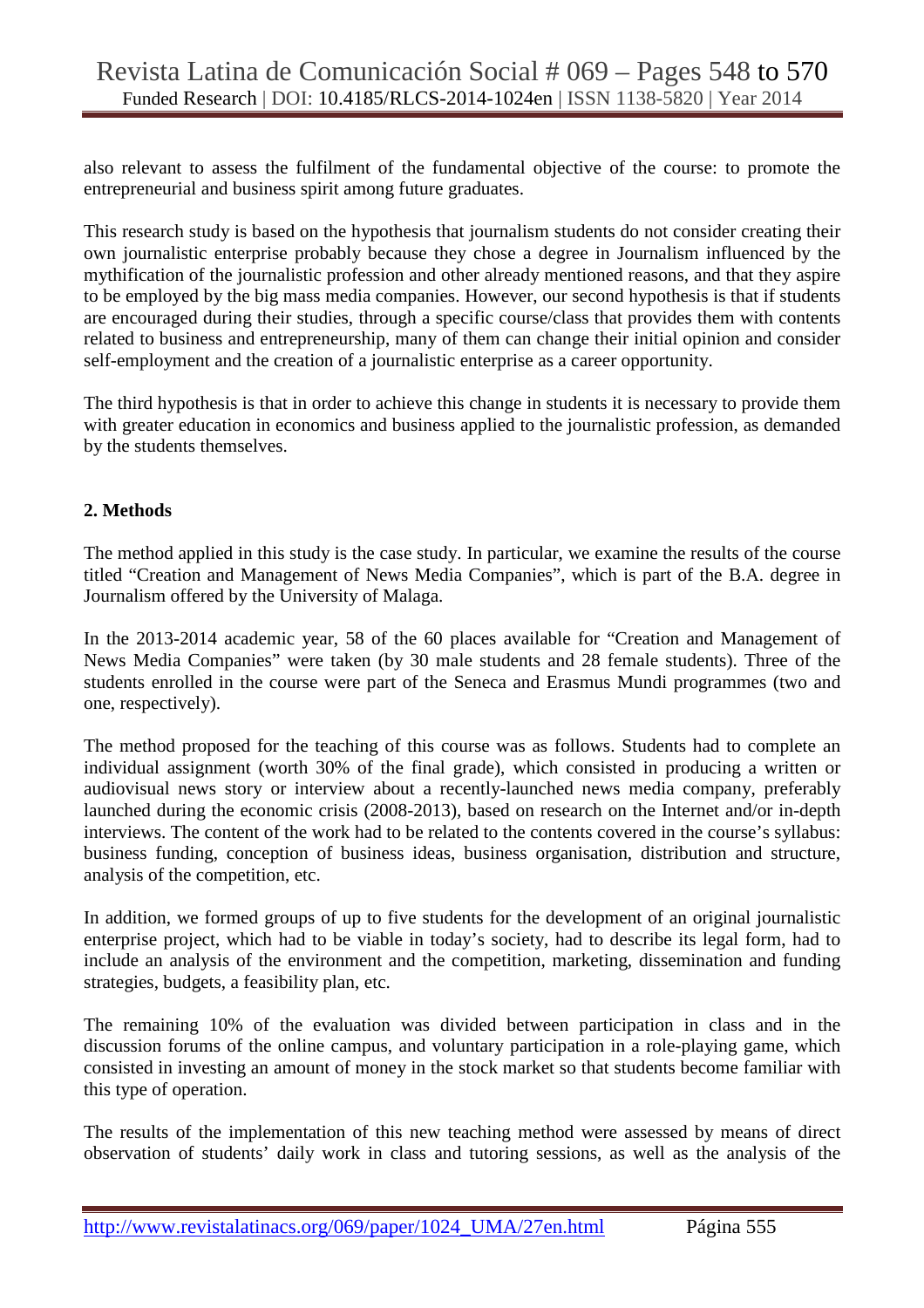also relevant to assess the fulfilment of the fundamental objective of the course: to promote the entrepreneurial and business spirit among future graduates.

This research study is based on the hypothesis that journalism students do not consider creating their own journalistic enterprise probably because they chose a degree in Journalism influenced by the mythification of the journalistic profession and other already mentioned reasons, and that they aspire to be employed by the big mass media companies. However, our second hypothesis is that if students are encouraged during their studies, through a specific course/class that provides them with contents related to business and entrepreneurship, many of them can change their initial opinion and consider self-employment and the creation of a journalistic enterprise as a career opportunity.

The third hypothesis is that in order to achieve this change in students it is necessary to provide them with greater education in economics and business applied to the journalistic profession, as demanded by the students themselves.

## 2. Methods

The method applied in this study is the case study. In particular, we examine the results of the course titled "Creation and Management of News Media Companies", which is part of the B.A. degree in Journalism offered by the University of Malaga.

In the 2013-2014 academic year, 58 of the 60 places available for "Creation and Management of News Media Companies" were taken (by 30 male students and 28 female students). Three of the students enrolled in the course were part of the Seneca and Erasmus Mundi programmes (two and one, respectively).

The method proposed for the teaching of this course was as follows. Students had to complete an individual assignment (worth 30% of the final grade), which consisted in producing a written or audiovisual news story or interview about a recently-launched news media company, preferably launched during the economic crisis (2008-2013), based on research on the Internet and/or in-depth interviews. The content of the work had to be related to the contents covered in the course's syllabus: business funding, conception of business ideas, business organisation, distribution and structure, analysis of the competition, etc.

In addition, we formed groups of up to five students for the development of an original journalistic enterprise project, which had to be viable in today's society, had to describe its legal form, had to include an analysis of the environment and the competition, marketing, dissemination and funding strategies, budgets, a feasibility plan, etc.

The remaining 10% of the evaluation was divided between participation in class and in the discussion forums of the online campus, and voluntary participation in a role-playing game, which consisted in investing an amount of money in the stock market so that students become familiar with this type of operation.

The results of the implementation of this new teaching method were assessed by means of direct observation of students' daily work in class and tutoring sessions, as well as the analysis of the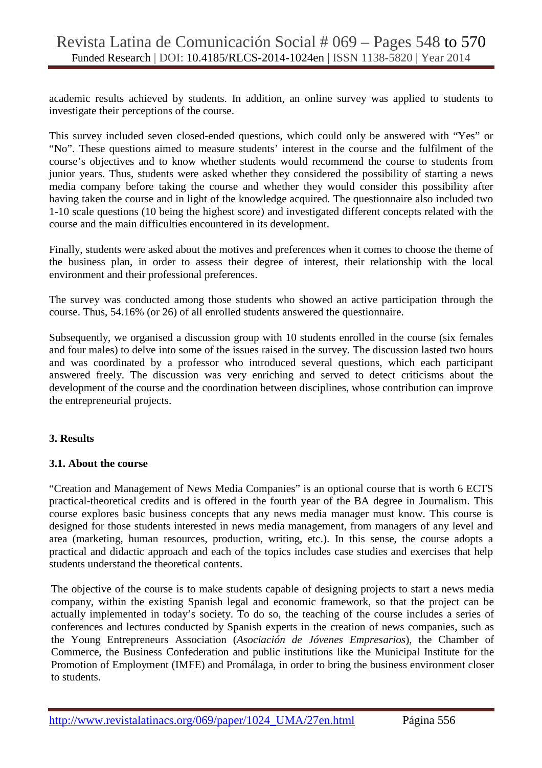academic results achieved by students. In addition, an online survey was applied to students to investigate their perceptions of the course.

This survey included seven closed-ended questions, which could only be answered with "Yes" or "No". These questions aimed to measure students' interest in the course and the fulfilment of the course's objectives and to know whether students would recommend the course to students from junior years. Thus, students were asked whether they considered the possibility of starting a news media company before taking the course and whether they would consider this possibility after having taken the course and in light of the knowledge acquired. The questionnaire also included two 1-10 scale questions (10 being the highest score) and investigated different concepts related with the course and the main difficulties encountered in its development.

Finally, students were asked about the motives and preferences when it comes to choose the theme of the business plan, in order to assess their degree of interest, their relationship with the local environment and their professional preferences.

The survey was conducted among those students who showed an active participation through the course. Thus, 54.16% (or 26) of all enrolled students answered the questionnaire.

Subsequently, we organised a discussion group with 10 students enrolled in the course (six females and four males) to delve into some of the issues raised in the survey. The discussion lasted two hours and was coordinated by a professor who introduced several questions, which each participant answered freely. The discussion was very enriching and served to detect criticisms about the development of the course and the coordination between disciplines, whose contribution can improve the entrepreneurial projects.

## 3. Results

### 3.1. About the course

"Creation and Management of News Media Companies" is an optional course that is worth 6 ECTS practical-theoretical credits and is offered in the fourth year of the BA degree in Journalism. This course explores basic business concepts that any news media manager must know. This course is designed for those students interested in news media management, from managers of any level and area (marketing, human resources, production, writing, etc.). In this sense, the course adopts a practical and didactic approach and each of the topics includes case studies and exercises that help students understand the theoretical contents.

The objective of the course is to make students capable of designing projects to start a news media company, within the existing Spanish legal and economic framework, so that the project can be actually implemented in today's society. To do so, the teaching of the course includes a series of conferences and lectures conducted by Spanish experts in the creation of news companies, such as the Young Entrepreneurs Association (*Asociación de Jóvenes Empresarios*), the Chamber of Commerce, the Business Confederation and public institutions like the Municipal Institute for the Promotion of Employment (IMFE) and Promálaga, in order to bring the business environment closer to students.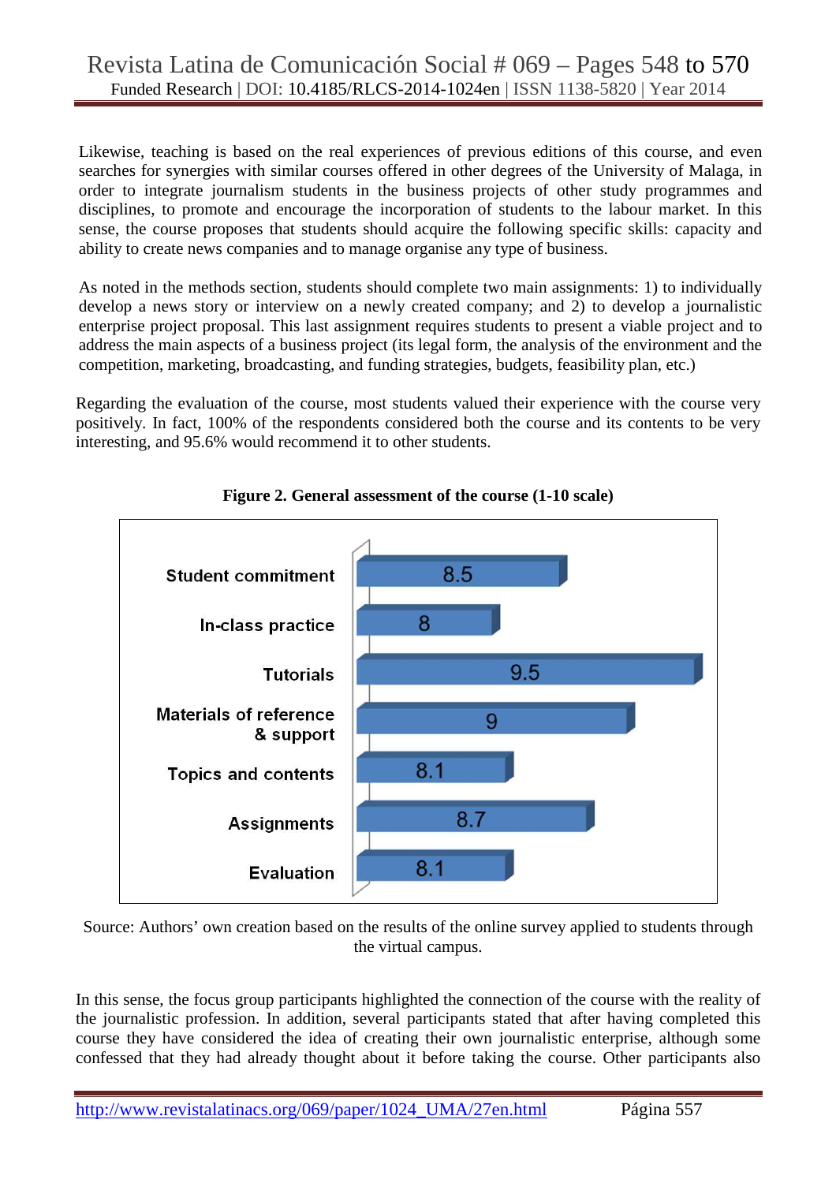Likewise, teaching is based on the real experiences of previous editions of this course, and even searches for synergies with similar courses offered in other degrees of the University of Malaga, in order to integrate journalism students in the business projects of other study programmes and disciplines, to promote and encourage the incorporation of students to the labour market. In this sense, the course proposes that students should acquire the following specific skills: capacity and ability to create news companies and to manage organise any type of business.

As noted in the methods section, students should complete two main assignments: 1) to individually develop a news story or interview on a newly created company; and 2) to develop a journalistic enterprise project proposal. This last assignment requires students to present a viable project and to address the main aspects of a business project (its legal form, the analysis of the environment and the competition, marketing, broadcasting, and funding strategies, budgets, feasibility plan, etc.)

Regarding the evaluation of the course, most students valued their experience with the course very positively. In fact, 100% of the respondents considered both the course and its contents to be very interesting, and 95.6% would recommend it to other students.

**Figure 2. General assessment of the course (1-10 scale)**

| Item | Score |
|---|---|
| Student commitment | 8.5 |
| In-class practice | 8 |
| Tutorials | 9.5 |
| Materials of reference & support | 9 |
| Topics and contents | 8.1 |
| Assignments | 8.7 |
| Evaluation | 8.1 |

Source: Authors' own creation based on the results of the online survey applied to students through the virtual campus.

In this sense, the focus group participants highlighted the connection of the course with the reality of the journalistic profession. In addition, several participants stated that after having completed this course they have considered the idea of creating their own journalistic enterprise, although some confessed that they had already thought about it before taking the course. Other participants also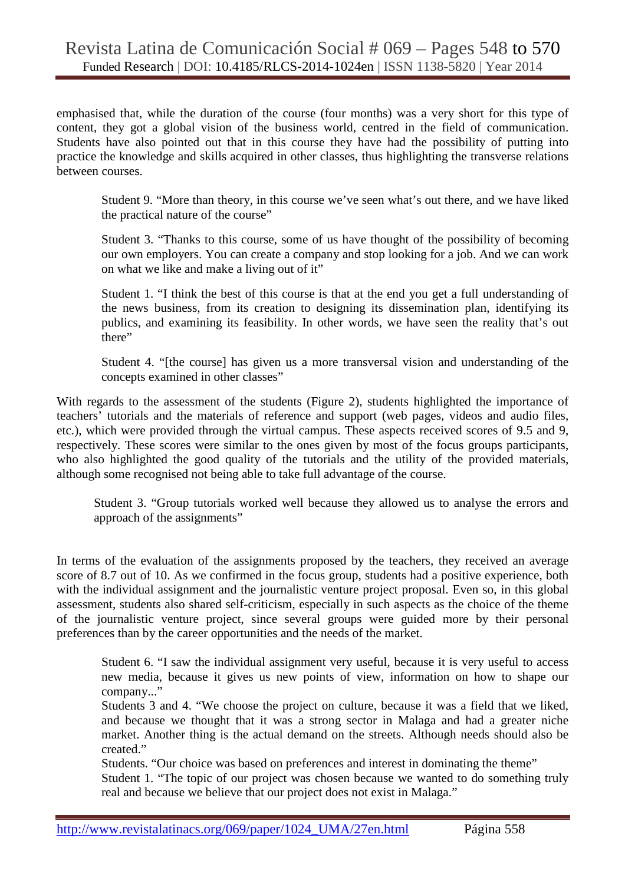emphasised that, while the duration of the course (four months) was a very short for this type of content, they got a global vision of the business world, centred in the field of communication. Students have also pointed out that in this course they have had the possibility of putting into practice the knowledge and skills acquired in other classes, thus highlighting the transverse relations between courses.

> Student 9. “More than theory, in this course we’ve seen what’s out there, and we have liked the practical nature of the course”
>
> Student 3. “Thanks to this course, some of us have thought of the possibility of becoming our own employers. You can create a company and stop looking for a job. And we can work on what we like and make a living out of it”
>
> Student 1. “I think the best of this course is that at the end you get a full understanding of the news business, from its creation to designing its dissemination plan, identifying its publics, and examining its feasibility. In other words, we have seen the reality that’s out there”
>
> Student 4. “[the course] has given us a more transversal vision and understanding of the concepts examined in other classes”

With regards to the assessment of the students (Figure 2), students highlighted the importance of teachers’ tutorials and the materials of reference and support (web pages, videos and audio files, etc.), which were provided through the virtual campus. These aspects received scores of 9.5 and 9, respectively. These scores were similar to the ones given by most of the focus groups participants, who also highlighted the good quality of the tutorials and the utility of the provided materials, although some recognised not being able to take full advantage of the course.

> Student 3. “Group tutorials worked well because they allowed us to analyse the errors and approach of the assignments”

In terms of the evaluation of the assignments proposed by the teachers, they received an average score of 8.7 out of 10. As we confirmed in the focus group, students had a positive experience, both with the individual assignment and the journalistic venture project proposal. Even so, in this global assessment, students also shared self-criticism, especially in such aspects as the choice of the theme of the journalistic venture project, since several groups were guided more by their personal preferences than by the career opportunities and the needs of the market.

> Student 6. “I saw the individual assignment very useful, because it is very useful to access new media, because it gives us new points of view, information on how to shape our company...”
> Students 3 and 4. “We choose the project on culture, because it was a field that we liked, and because we thought that it was a strong sector in Malaga and had a greater niche market. Another thing is the actual demand on the streets. Although needs should also be created.”
> Students. “Our choice was based on preferences and interest in dominating the theme”
> Student 1. “The topic of our project was chosen because we wanted to do something truly real and because we believe that our project does not exist in Malaga.”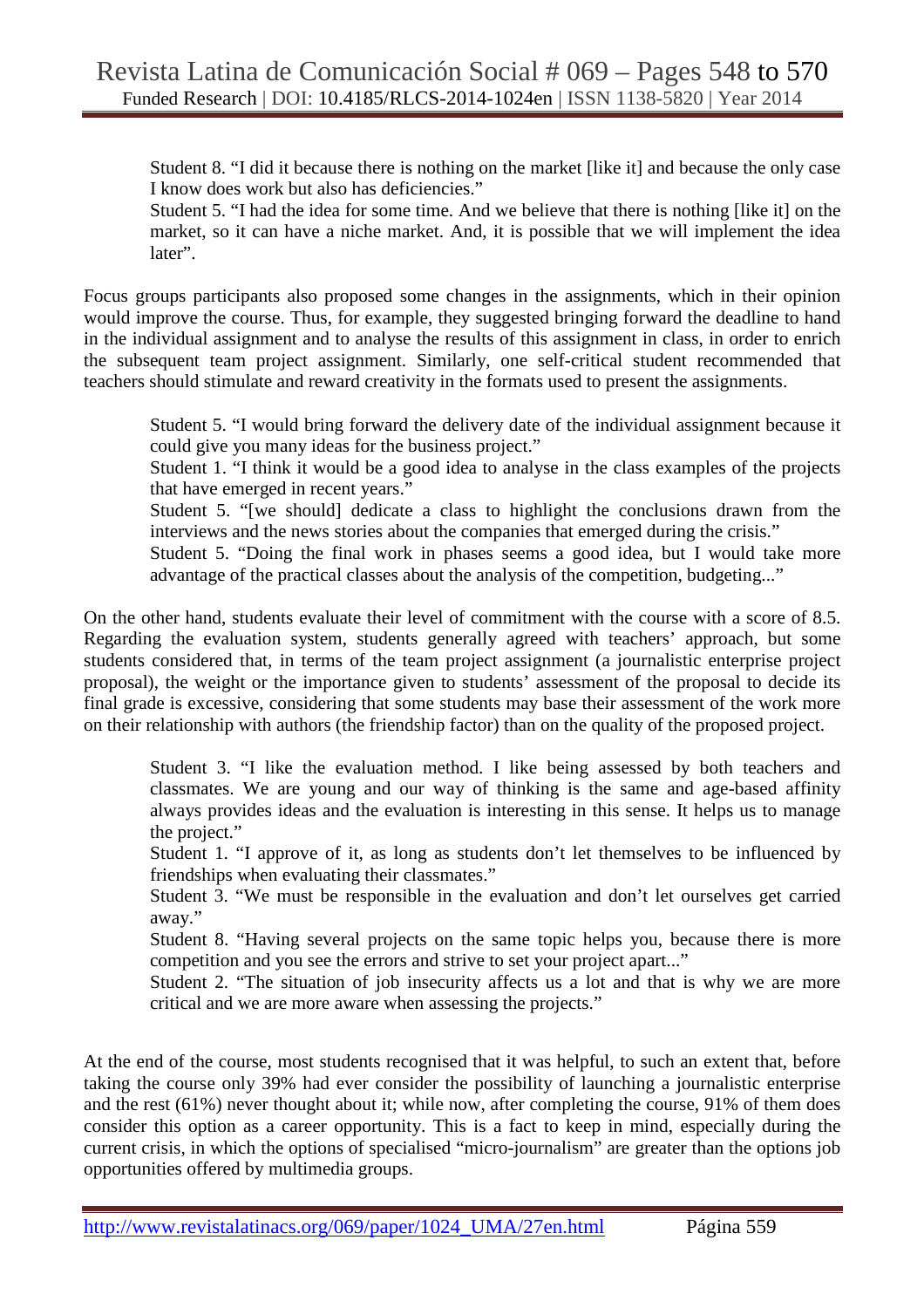> Student 8. "I did it because there is nothing on the market [like it] and because the only case I know does work but also has deficiencies."
>
> Student 5. "I had the idea for some time. And we believe that there is nothing [like it] on the market, so it can have a niche market. And, it is possible that we will implement the idea later".

Focus groups participants also proposed some changes in the assignments, which in their opinion would improve the course. Thus, for example, they suggested bringing forward the deadline to hand in the individual assignment and to analyse the results of this assignment in class, in order to enrich the subsequent team project assignment. Similarly, one self-critical student recommended that teachers should stimulate and reward creativity in the formats used to present the assignments.

> Student 5. "I would bring forward the delivery date of the individual assignment because it could give you many ideas for the business project."
>
> Student 1. "I think it would be a good idea to analyse in the class examples of the projects that have emerged in recent years."
>
> Student 5. "[we should] dedicate a class to highlight the conclusions drawn from the interviews and the news stories about the companies that emerged during the crisis."
>
> Student 5. "Doing the final work in phases seems a good idea, but I would take more advantage of the practical classes about the analysis of the competition, budgeting..."

On the other hand, students evaluate their level of commitment with the course with a score of 8.5. Regarding the evaluation system, students generally agreed with teachers' approach, but some students considered that, in terms of the team project assignment (a journalistic enterprise project proposal), the weight or the importance given to students' assessment of the proposal to decide its final grade is excessive, considering that some students may base their assessment of the work more on their relationship with authors (the friendship factor) than on the quality of the proposed project.

> Student 3. "I like the evaluation method. I like being assessed by both teachers and classmates. We are young and our way of thinking is the same and age-based affinity always provides ideas and the evaluation is interesting in this sense. It helps us to manage the project."
>
> Student 1. "I approve of it, as long as students don't let themselves to be influenced by friendships when evaluating their classmates."
>
> Student 3. "We must be responsible in the evaluation and don't let ourselves get carried away."
>
> Student 8. "Having several projects on the same topic helps you, because there is more competition and you see the errors and strive to set your project apart..."
>
> Student 2. "The situation of job insecurity affects us a lot and that is why we are more critical and we are more aware when assessing the projects."

At the end of the course, most students recognised that it was helpful, to such an extent that, before taking the course only 39% had ever consider the possibility of launching a journalistic enterprise and the rest (61%) never thought about it; while now, after completing the course, 91% of them does consider this option as a career opportunity. This is a fact to keep in mind, especially during the current crisis, in which the options of specialised "micro-journalism" are greater than the options job opportunities offered by multimedia groups.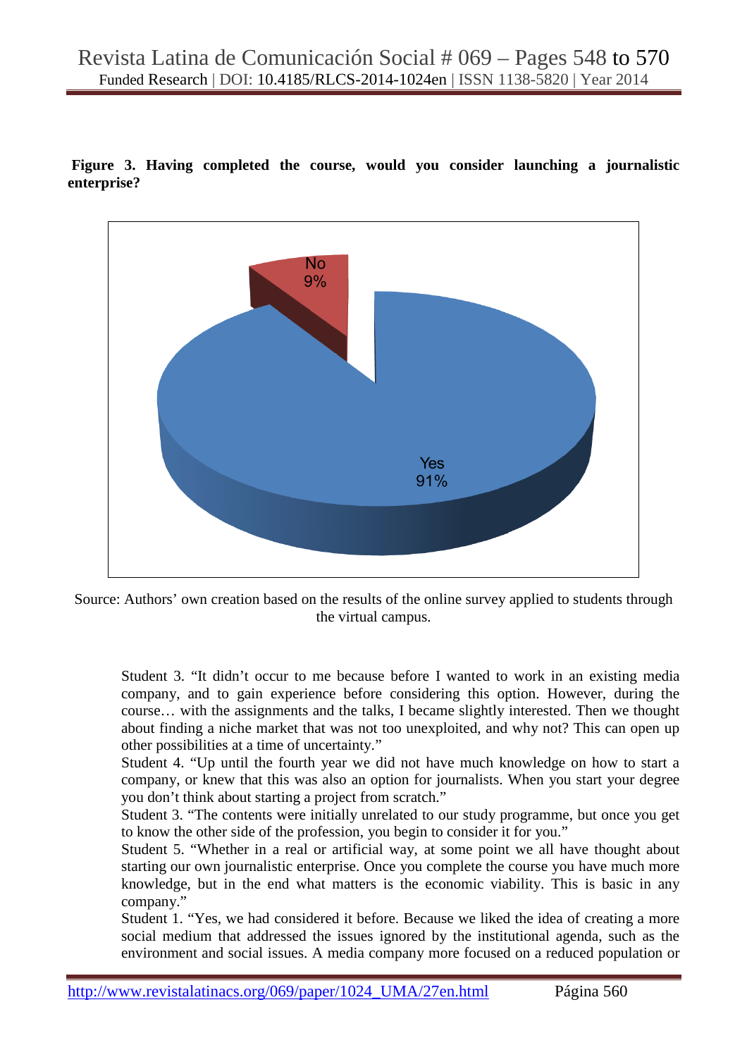**Figure 3. Having completed the course, would you consider launching a journalistic enterprise?**

Source: Authors' own creation based on the results of the online survey applied to students through the virtual campus.

> Student 3. "It didn't occur to me because before I wanted to work in an existing media company, and to gain experience before considering this option. However, during the course… with the assignments and the talks, I became slightly interested. Then we thought about finding a niche market that was not too unexploited, and why not? This can open up other possibilities at a time of uncertainty."
>
> Student 4. "Up until the fourth year we did not have much knowledge on how to start a company, or knew that this was also an option for journalists. When you start your degree you don't think about starting a project from scratch."
>
> Student 3. "The contents were initially unrelated to our study programme, but once you get to know the other side of the profession, you begin to consider it for you."
>
> Student 5. "Whether in a real or artificial way, at some point we all have thought about starting our own journalistic enterprise. Once you complete the course you have much more knowledge, but in the end what matters is the economic viability. This is basic in any company."
>
> Student 1. "Yes, we had considered it before. Because we liked the idea of creating a more social medium that addressed the issues ignored by the institutional agenda, such as the environment and social issues. A media company more focused on a reduced population or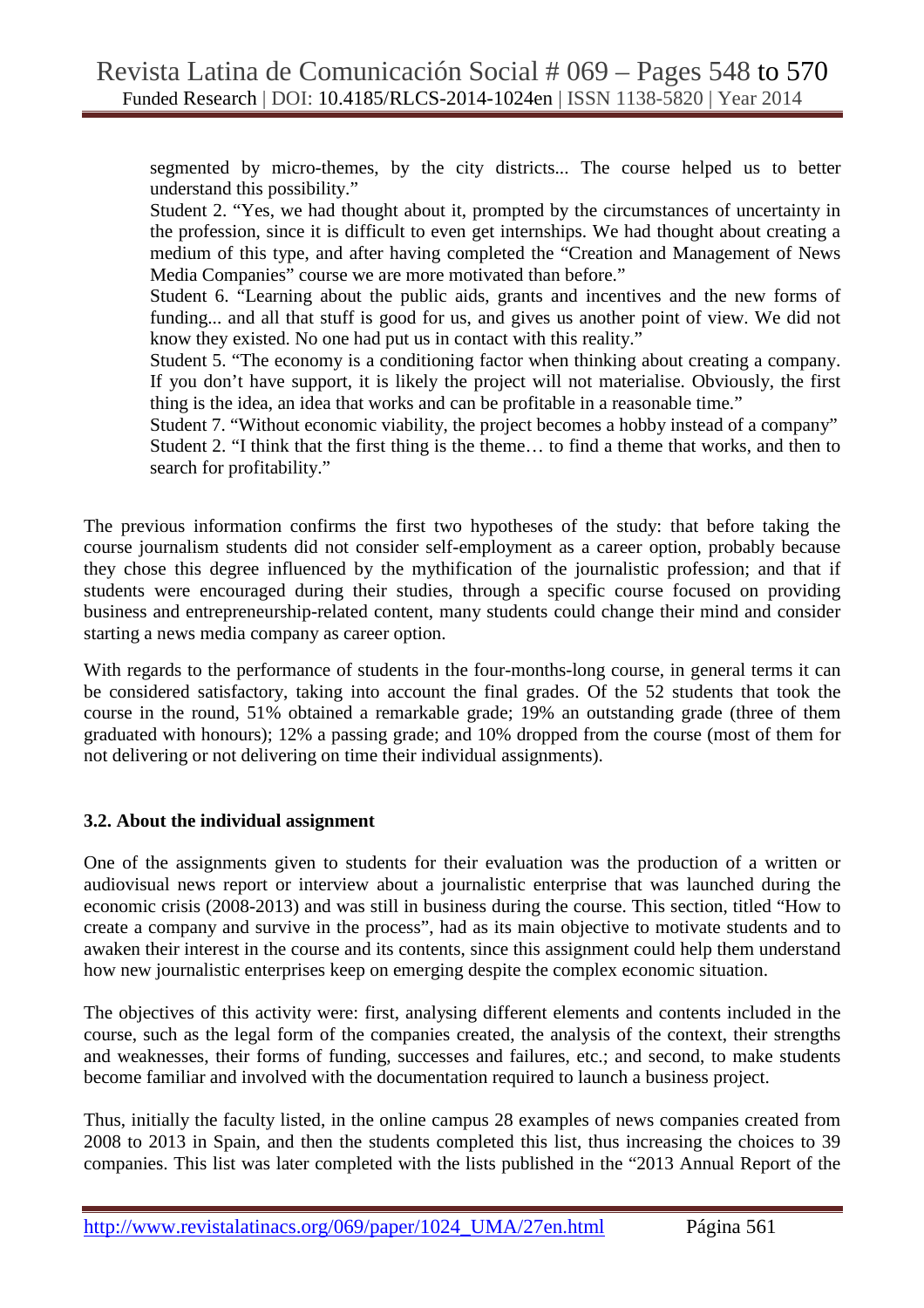> segmented by micro-themes, by the city districts... The course helped us to better understand this possibility."
>
> Student 2. "Yes, we had thought about it, prompted by the circumstances of uncertainty in the profession, since it is difficult to even get internships. We had thought about creating a medium of this type, and after having completed the "Creation and Management of News Media Companies" course we are more motivated than before."
>
> Student 6. "Learning about the public aids, grants and incentives and the new forms of funding... and all that stuff is good for us, and gives us another point of view. We did not know they existed. No one had put us in contact with this reality."
>
> Student 5. "The economy is a conditioning factor when thinking about creating a company. If you don't have support, it is likely the project will not materialise. Obviously, the first thing is the idea, an idea that works and can be profitable in a reasonable time."
>
> Student 7. "Without economic viability, the project becomes a hobby instead of a company"
>
> Student 2. "I think that the first thing is the theme… to find a theme that works, and then to search for profitability."

The previous information confirms the first two hypotheses of the study: that before taking the course journalism students did not consider self-employment as a career option, probably because they chose this degree influenced by the mythification of the journalistic profession; and that if students were encouraged during their studies, through a specific course focused on providing business and entrepreneurship-related content, many students could change their mind and consider starting a news media company as career option.

With regards to the performance of students in the four-months-long course, in general terms it can be considered satisfactory, taking into account the final grades. Of the 52 students that took the course in the round, 51% obtained a remarkable grade; 19% an outstanding grade (three of them graduated with honours); 12% a passing grade; and 10% dropped from the course (most of them for not delivering or not delivering on time their individual assignments).

### 3.2. About the individual assignment

One of the assignments given to students for their evaluation was the production of a written or audiovisual news report or interview about a journalistic enterprise that was launched during the economic crisis (2008-2013) and was still in business during the course. This section, titled "How to create a company and survive in the process", had as its main objective to motivate students and to awaken their interest in the course and its contents, since this assignment could help them understand how new journalistic enterprises keep on emerging despite the complex economic situation.

The objectives of this activity were: first, analysing different elements and contents included in the course, such as the legal form of the companies created, the analysis of the context, their strengths and weaknesses, their forms of funding, successes and failures, etc.; and second, to make students become familiar and involved with the documentation required to launch a business project.

Thus, initially the faculty listed, in the online campus 28 examples of news companies created from 2008 to 2013 in Spain, and then the students completed this list, thus increasing the choices to 39 companies. This list was later completed with the lists published in the "2013 Annual Report of the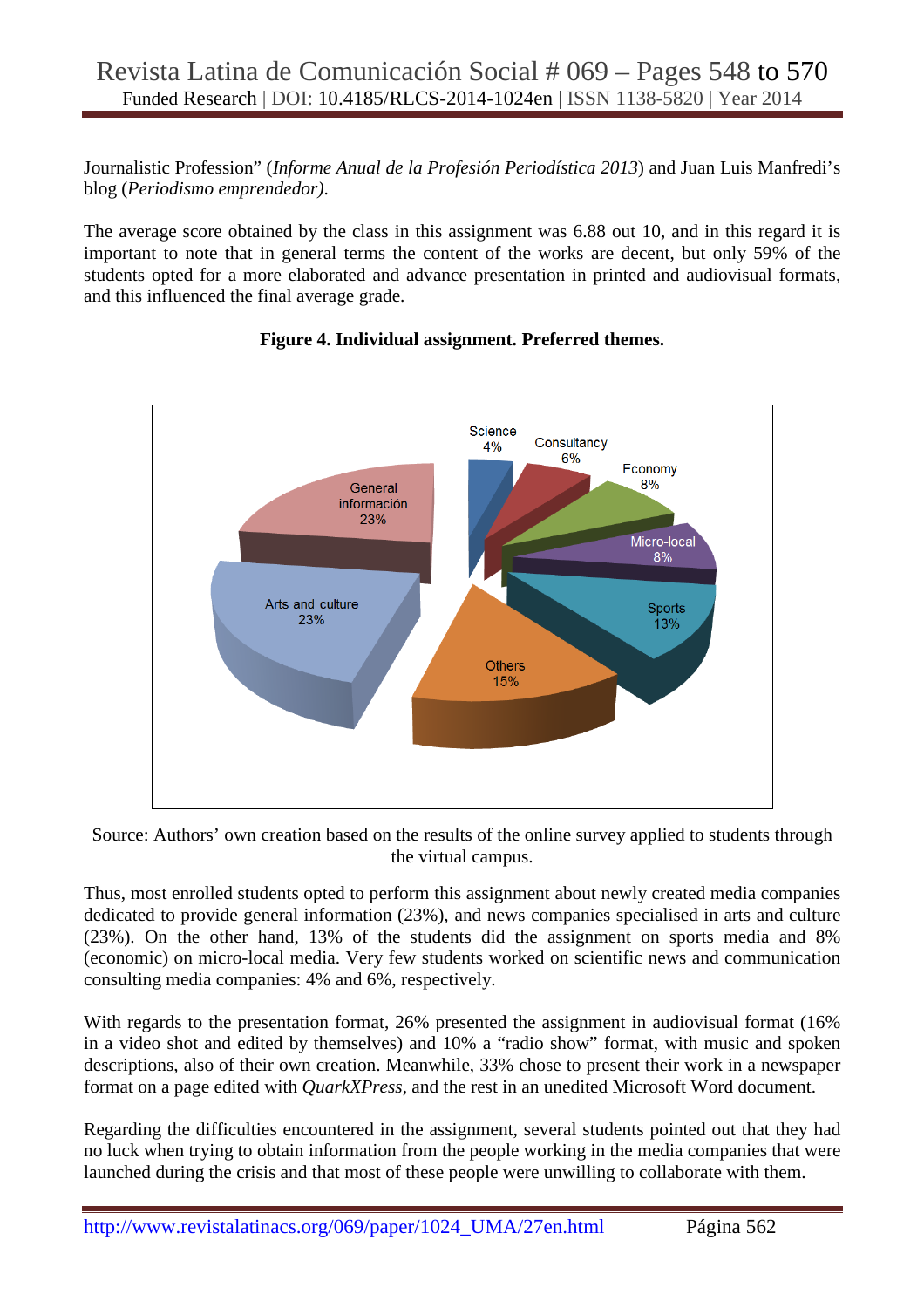Journalistic Profession" (*Informe Anual de la Profesión Periodística 2013*) and Juan Luis Manfredi's blog (*Periodismo emprendedor)*.

The average score obtained by the class in this assignment was 6.88 out 10, and in this regard it is important to note that in general terms the content of the works are decent, but only 59% of the students opted for a more elaborated and advance presentation in printed and audiovisual formats, and this influenced the final average grade.

**Figure 4. Individual assignment. Preferred themes.**

Source: Authors' own creation based on the results of the online survey applied to students through the virtual campus.

Thus, most enrolled students opted to perform this assignment about newly created media companies dedicated to provide general information (23%), and news companies specialised in arts and culture (23%). On the other hand, 13% of the students did the assignment on sports media and 8% (economic) on micro-local media. Very few students worked on scientific news and communication consulting media companies: 4% and 6%, respectively.

With regards to the presentation format, 26% presented the assignment in audiovisual format (16% in a video shot and edited by themselves) and 10% a "radio show" format, with music and spoken descriptions, also of their own creation. Meanwhile, 33% chose to present their work in a newspaper format on a page edited with *QuarkXPress*, and the rest in an unedited Microsoft Word document.

Regarding the difficulties encountered in the assignment, several students pointed out that they had no luck when trying to obtain information from the people working in the media companies that were launched during the crisis and that most of these people were unwilling to collaborate with them.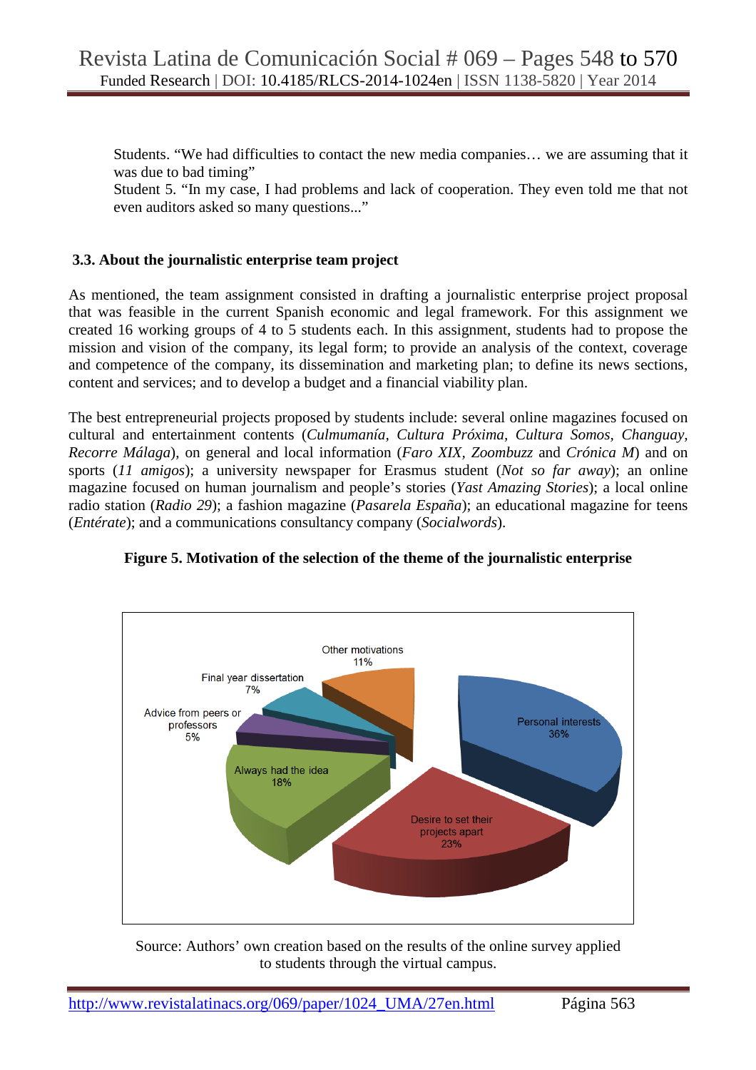Students. "We had difficulties to contact the new media companies… we are assuming that it was due to bad timing"

Student 5. "In my case, I had problems and lack of cooperation. They even told me that not even auditors asked so many questions..."

### 3.3. About the journalistic enterprise team project

As mentioned, the team assignment consisted in drafting a journalistic enterprise project proposal that was feasible in the current Spanish economic and legal framework. For this assignment we created 16 working groups of 4 to 5 students each. In this assignment, students had to propose the mission and vision of the company, its legal form; to provide an analysis of the context, coverage and competence of the company, its dissemination and marketing plan; to define its news sections, content and services; and to develop a budget and a financial viability plan.

The best entrepreneurial projects proposed by students include: several online magazines focused on cultural and entertainment contents (*Culmumanía*, *Cultura Próxima*, *Cultura Somos*, *Changuay*, *Recorre Málaga*), on general and local information (*Faro XIX*, *Zoombuzz* and *Crónica M*) and on sports (*11 amigos*); a university newspaper for Erasmus student (*Not so far away*); an online magazine focused on human journalism and people's stories (*Yast Amazing Stories*); a local online radio station (*Radio 29*); a fashion magazine (*Pasarela España*); an educational magazine for teens (*Entérate*); and a communications consultancy company (*Socialwords*).

**Figure 5. Motivation of the selection of the theme of the journalistic enterprise**

| Motivation | % |
|---|---|
| Personal interests | 36% |
| Desire to set their projects apart | 23% |
| Always had the idea | 18% |
| Other motivations | 11% |
| Final year dissertation | 7% |
| Advice from peers or professors | 5% |

Source: Authors' own creation based on the results of the online survey applied to students through the virtual campus.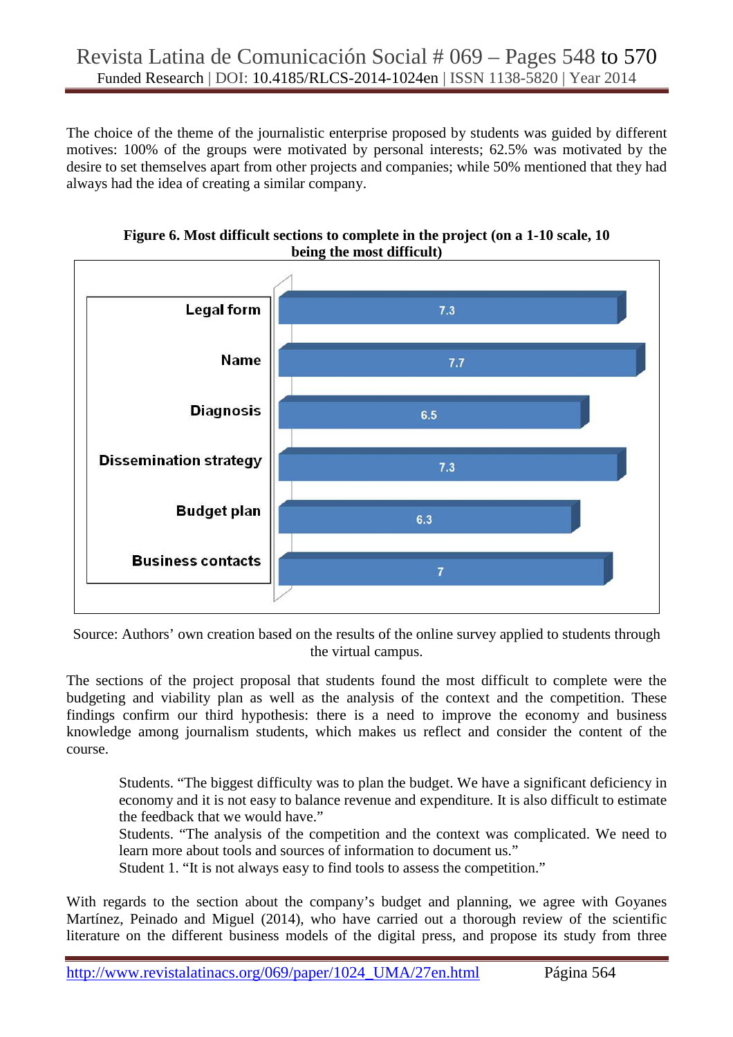The choice of the theme of the journalistic enterprise proposed by students was guided by different motives: 100% of the groups were motivated by personal interests; 62.5% was motivated by the desire to set themselves apart from other projects and companies; while 50% mentioned that they had always had the idea of creating a similar company.

**Figure 6. Most difficult sections to complete in the project (on a 1-10 scale, 10 being the most difficult)**

| Section | Score |
|---|---|
| Legal form | 7.3 |
| Name | 7.7 |
| Diagnosis | 6.5 |
| Dissemination strategy | 7.3 |
| Budget plan | 6.3 |
| Business contacts | 7 |

Source: Authors' own creation based on the results of the online survey applied to students through the virtual campus.

The sections of the project proposal that students found the most difficult to complete were the budgeting and viability plan as well as the analysis of the context and the competition. These findings confirm our third hypothesis: there is a need to improve the economy and business knowledge among journalism students, which makes us reflect and consider the content of the course.

> Students. "The biggest difficulty was to plan the budget. We have a significant deficiency in economy and it is not easy to balance revenue and expenditure. It is also difficult to estimate the feedback that we would have."
> Students. "The analysis of the competition and the context was complicated. We need to learn more about tools and sources of information to document us."
> Student 1. "It is not always easy to find tools to assess the competition."

With regards to the section about the company's budget and planning, we agree with Goyanes Martínez, Peinado and Miguel (2014), who have carried out a thorough review of the scientific literature on the different business models of the digital press, and propose its study from three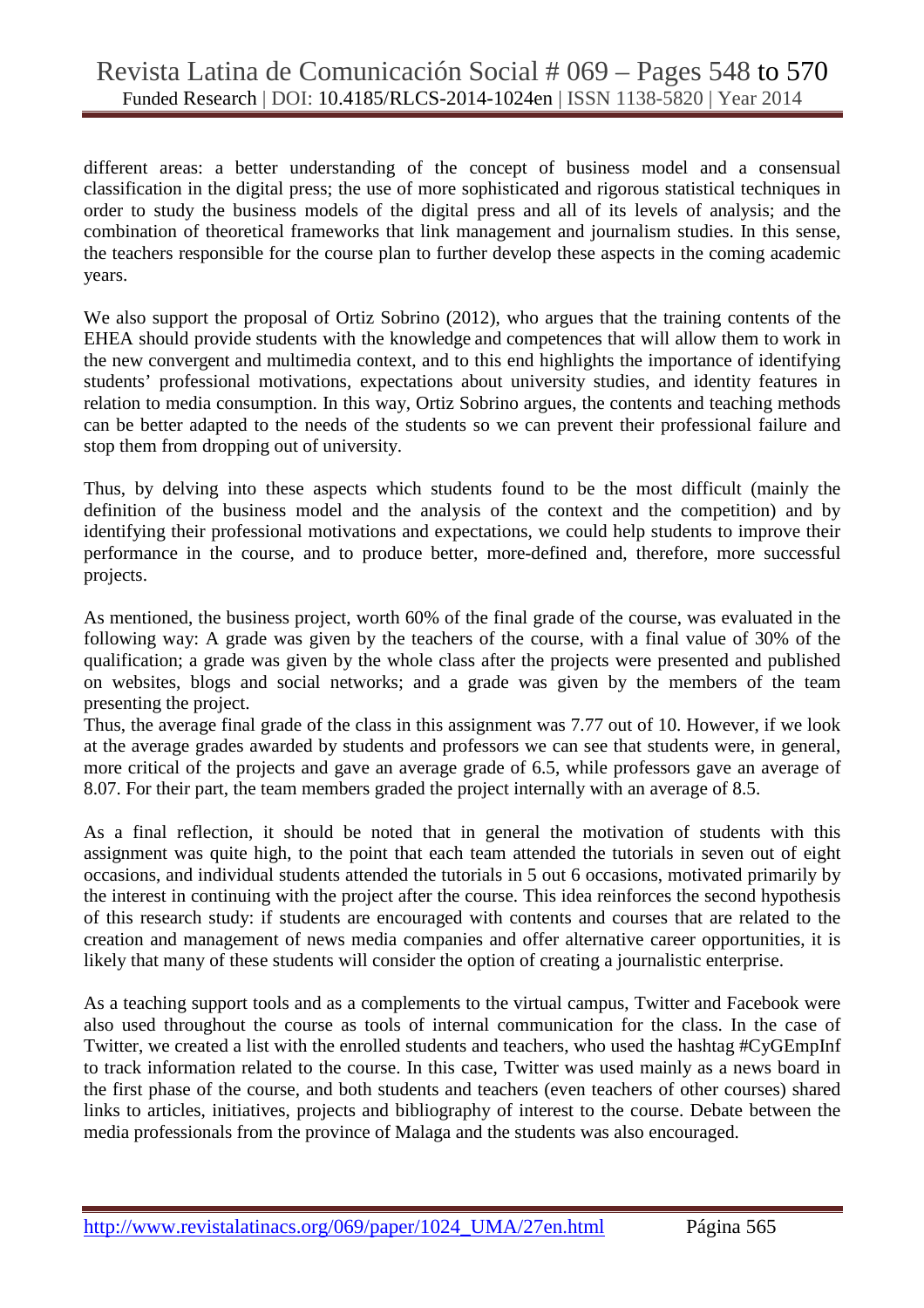different areas: a better understanding of the concept of business model and a consensual classification in the digital press; the use of more sophisticated and rigorous statistical techniques in order to study the business models of the digital press and all of its levels of analysis; and the combination of theoretical frameworks that link management and journalism studies. In this sense, the teachers responsible for the course plan to further develop these aspects in the coming academic years.

We also support the proposal of Ortiz Sobrino (2012), who argues that the training contents of the EHEA should provide students with the knowledge and competences that will allow them to work in the new convergent and multimedia context, and to this end highlights the importance of identifying students' professional motivations, expectations about university studies, and identity features in relation to media consumption. In this way, Ortiz Sobrino argues, the contents and teaching methods can be better adapted to the needs of the students so we can prevent their professional failure and stop them from dropping out of university.

Thus, by delving into these aspects which students found to be the most difficult (mainly the definition of the business model and the analysis of the context and the competition) and by identifying their professional motivations and expectations, we could help students to improve their performance in the course, and to produce better, more-defined and, therefore, more successful projects.

As mentioned, the business project, worth 60% of the final grade of the course, was evaluated in the following way: A grade was given by the teachers of the course, with a final value of 30% of the qualification; a grade was given by the whole class after the projects were presented and published on websites, blogs and social networks; and a grade was given by the members of the team presenting the project.
Thus, the average final grade of the class in this assignment was 7.77 out of 10. However, if we look at the average grades awarded by students and professors we can see that students were, in general, more critical of the projects and gave an average grade of 6.5, while professors gave an average of 8.07. For their part, the team members graded the project internally with an average of 8.5.

As a final reflection, it should be noted that in general the motivation of students with this assignment was quite high, to the point that each team attended the tutorials in seven out of eight occasions, and individual students attended the tutorials in 5 out 6 occasions, motivated primarily by the interest in continuing with the project after the course. This idea reinforces the second hypothesis of this research study: if students are encouraged with contents and courses that are related to the creation and management of news media companies and offer alternative career opportunities, it is likely that many of these students will consider the option of creating a journalistic enterprise.

As a teaching support tools and as a complements to the virtual campus, Twitter and Facebook were also used throughout the course as tools of internal communication for the class. In the case of Twitter, we created a list with the enrolled students and teachers, who used the hashtag #CyGEmpInf to track information related to the course. In this case, Twitter was used mainly as a news board in the first phase of the course, and both students and teachers (even teachers of other courses) shared links to articles, initiatives, projects and bibliography of interest to the course. Debate between the media professionals from the province of Malaga and the students was also encouraged.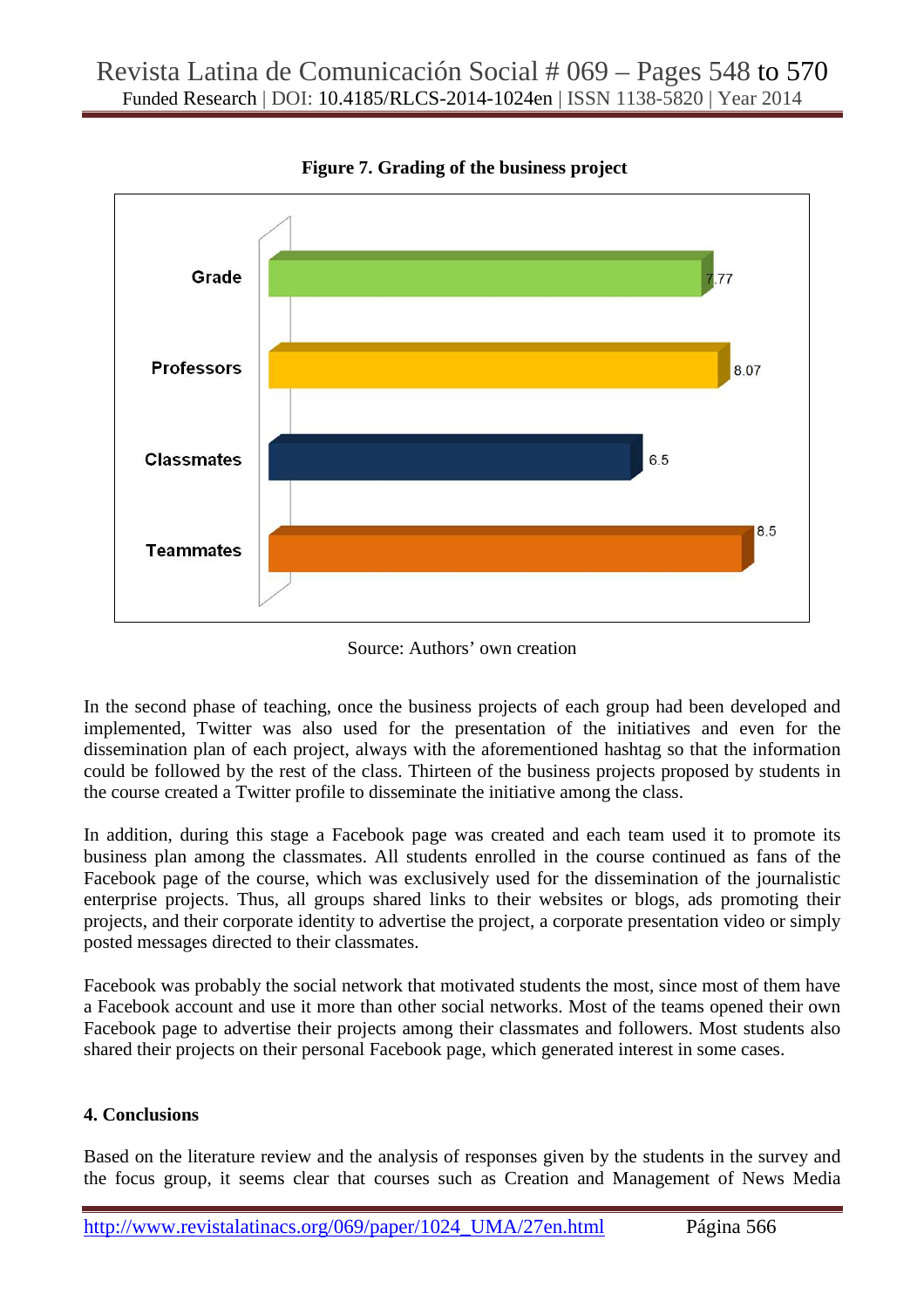**Figure 7. Grading of the business project**

| Category | Value |
|---|---|
| Grade | 7.77 |
| Professors | 8.07 |
| Classmates | 6.5 |
| Teammates | 8.5 |

Source: Authors' own creation

In the second phase of teaching, once the business projects of each group had been developed and implemented, Twitter was also used for the presentation of the initiatives and even for the dissemination plan of each project, always with the aforementioned hashtag so that the information could be followed by the rest of the class. Thirteen of the business projects proposed by students in the course created a Twitter profile to disseminate the initiative among the class.

In addition, during this stage a Facebook page was created and each team used it to promote its business plan among the classmates. All students enrolled in the course continued as fans of the Facebook page of the course, which was exclusively used for the dissemination of the journalistic enterprise projects. Thus, all groups shared links to their websites or blogs, ads promoting their projects, and their corporate identity to advertise the project, a corporate presentation video or simply posted messages directed to their classmates.

Facebook was probably the social network that motivated students the most, since most of them have a Facebook account and use it more than other social networks. Most of the teams opened their own Facebook page to advertise their projects among their classmates and followers. Most students also shared their projects on their personal Facebook page, which generated interest in some cases.

## 4. Conclusions

Based on the literature review and the analysis of responses given by the students in the survey and the focus group, it seems clear that courses such as Creation and Management of News Media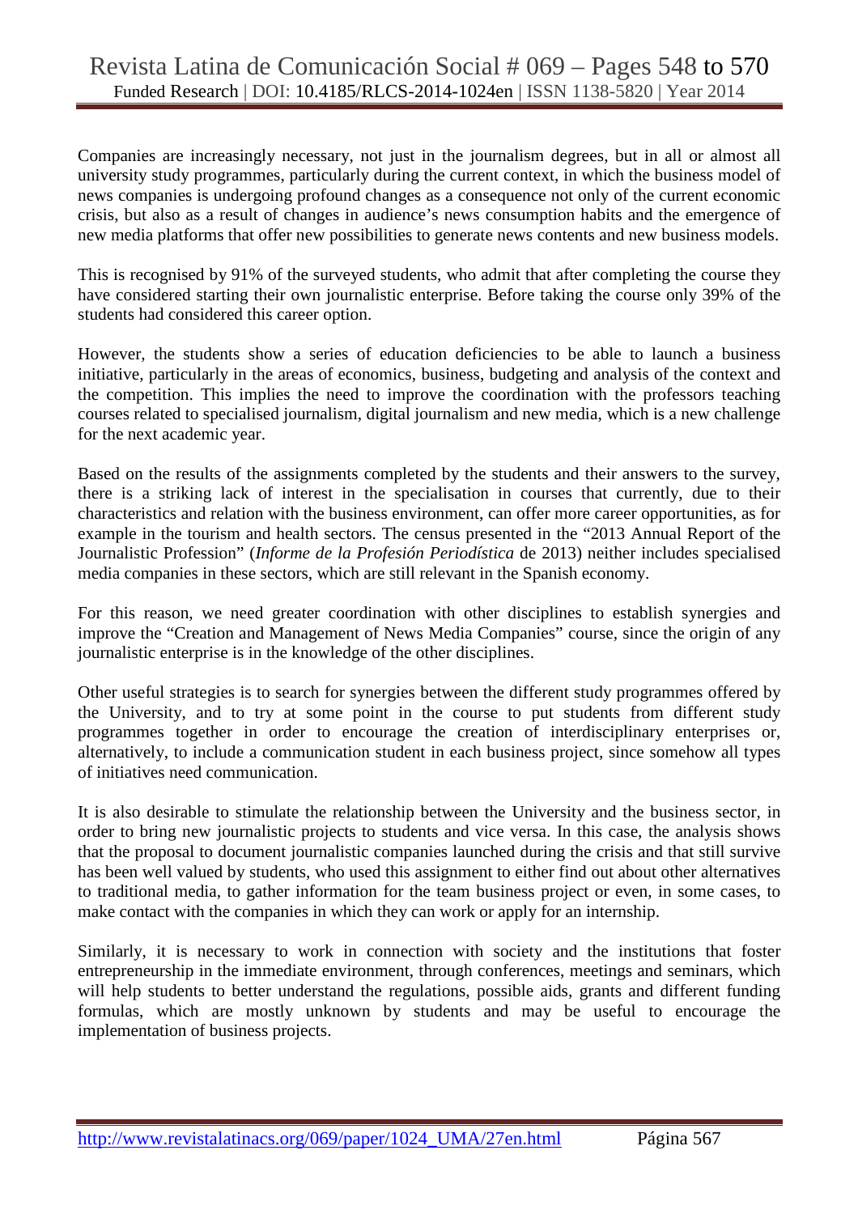Companies are increasingly necessary, not just in the journalism degrees, but in all or almost all university study programmes, particularly during the current context, in which the business model of news companies is undergoing profound changes as a consequence not only of the current economic crisis, but also as a result of changes in audience's news consumption habits and the emergence of new media platforms that offer new possibilities to generate news contents and new business models.

This is recognised by 91% of the surveyed students, who admit that after completing the course they have considered starting their own journalistic enterprise. Before taking the course only 39% of the students had considered this career option.

However, the students show a series of education deficiencies to be able to launch a business initiative, particularly in the areas of economics, business, budgeting and analysis of the context and the competition. This implies the need to improve the coordination with the professors teaching courses related to specialised journalism, digital journalism and new media, which is a new challenge for the next academic year.

Based on the results of the assignments completed by the students and their answers to the survey, there is a striking lack of interest in the specialisation in courses that currently, due to their characteristics and relation with the business environment, can offer more career opportunities, as for example in the tourism and health sectors. The census presented in the "2013 Annual Report of the Journalistic Profession" (*Informe de la Profesión Periodística* de 2013) neither includes specialised media companies in these sectors, which are still relevant in the Spanish economy.

For this reason, we need greater coordination with other disciplines to establish synergies and improve the "Creation and Management of News Media Companies" course, since the origin of any journalistic enterprise is in the knowledge of the other disciplines.

Other useful strategies is to search for synergies between the different study programmes offered by the University, and to try at some point in the course to put students from different study programmes together in order to encourage the creation of interdisciplinary enterprises or, alternatively, to include a communication student in each business project, since somehow all types of initiatives need communication.

It is also desirable to stimulate the relationship between the University and the business sector, in order to bring new journalistic projects to students and vice versa. In this case, the analysis shows that the proposal to document journalistic companies launched during the crisis and that still survive has been well valued by students, who used this assignment to either find out about other alternatives to traditional media, to gather information for the team business project or even, in some cases, to make contact with the companies in which they can work or apply for an internship.

Similarly, it is necessary to work in connection with society and the institutions that foster entrepreneurship in the immediate environment, through conferences, meetings and seminars, which will help students to better understand the regulations, possible aids, grants and different funding formulas, which are mostly unknown by students and may be useful to encourage the implementation of business projects.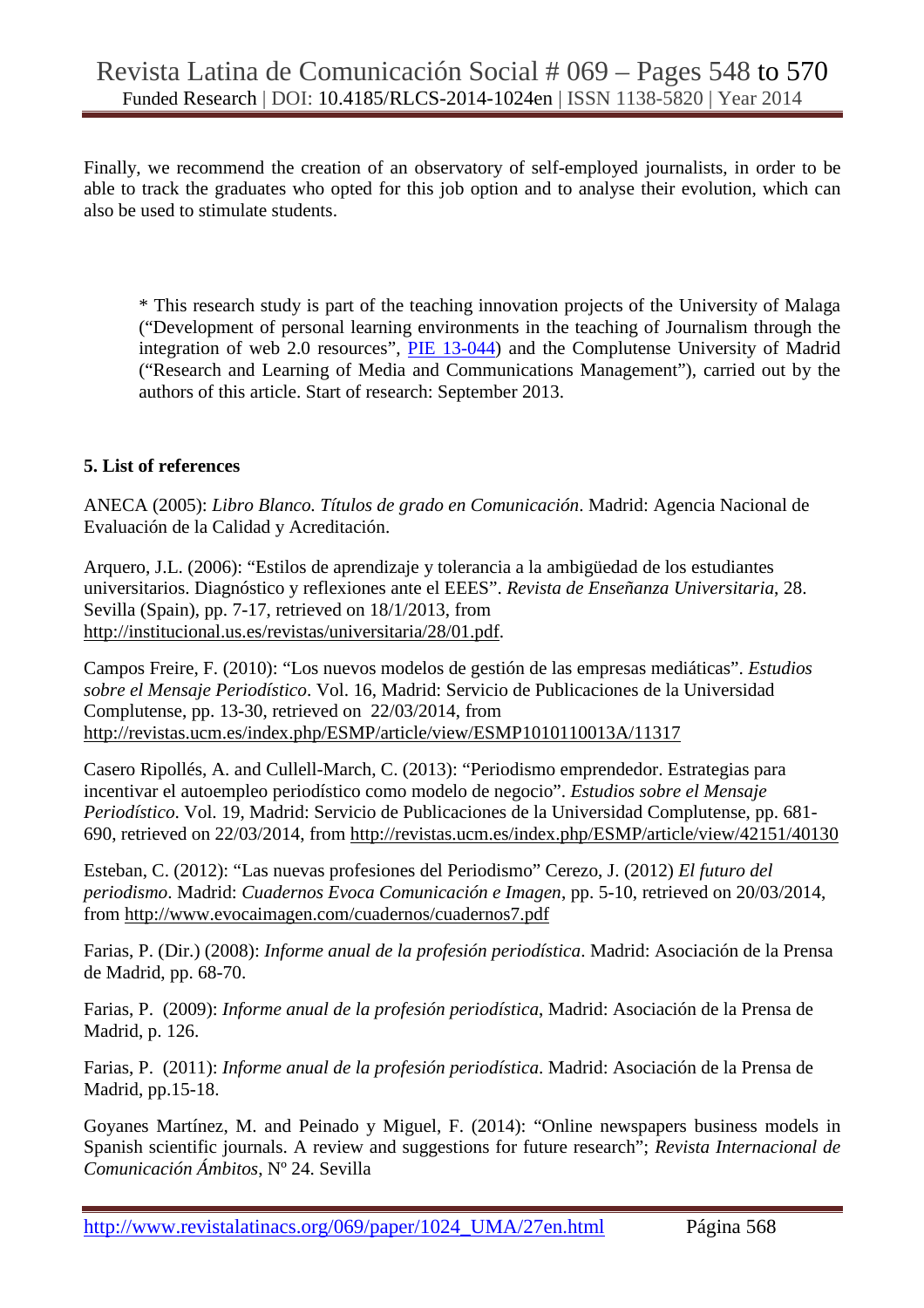Finally, we recommend the creation of an observatory of self-employed journalists, in order to be able to track the graduates who opted for this job option and to analyse their evolution, which can also be used to stimulate students.

\* This research study is part of the teaching innovation projects of the University of Malaga ("Development of personal learning environments in the teaching of Journalism through the integration of web 2.0 resources", PIE 13-044) and the Complutense University of Madrid ("Research and Learning of Media and Communications Management"), carried out by the authors of this article. Start of research: September 2013.

## 5. List of references

ANECA (2005): *Libro Blanco. Títulos de grado en Comunicación*. Madrid: Agencia Nacional de Evaluación de la Calidad y Acreditación.

Arquero, J.L. (2006): "Estilos de aprendizaje y tolerancia a la ambigüedad de los estudiantes universitarios. Diagnóstico y reflexiones ante el EEES". *Revista de Enseñanza Universitaria*, 28. Sevilla (Spain), pp. 7-17, retrieved on 18/1/2013, from http://institucional.us.es/revistas/universitaria/28/01.pdf.

Campos Freire, F. (2010): "Los nuevos modelos de gestión de las empresas mediáticas". *Estudios sobre el Mensaje Periodístico*. Vol. 16, Madrid: Servicio de Publicaciones de la Universidad Complutense, pp. 13-30, retrieved on 22/03/2014, from http://revistas.ucm.es/index.php/ESMP/article/view/ESMP1010110013A/11317

Casero Ripollés, A. and Cullell-March, C. (2013): "Periodismo emprendedor. Estrategias para incentivar el autoempleo periodístico como modelo de negocio". *Estudios sobre el Mensaje Periodístico*. Vol. 19, Madrid: Servicio de Publicaciones de la Universidad Complutense, pp. 681-690, retrieved on 22/03/2014, from http://revistas.ucm.es/index.php/ESMP/article/view/42151/40130

Esteban, C. (2012): "Las nuevas profesiones del Periodismo" Cerezo, J. (2012) *El futuro del periodismo*. Madrid: *Cuadernos Evoca Comunicación e Imagen*, pp. 5-10, retrieved on 20/03/2014, from http://www.evocaimagen.com/cuadernos/cuadernos7.pdf

Farias, P. (Dir.) (2008): *Informe anual de la profesión periodística*. Madrid: Asociación de la Prensa de Madrid, pp. 68-70.

Farias, P. (2009): *Informe anual de la profesión periodística*, Madrid: Asociación de la Prensa de Madrid, p. 126.

Farias, P. (2011): *Informe anual de la profesión periodística*. Madrid: Asociación de la Prensa de Madrid, pp.15-18.

Goyanes Martínez, M. and Peinado y Miguel, F. (2014): "Online newspapers business models in Spanish scientific journals. A review and suggestions for future research"; *Revista Internacional de Comunicación Ámbitos*, Nº 24. Sevilla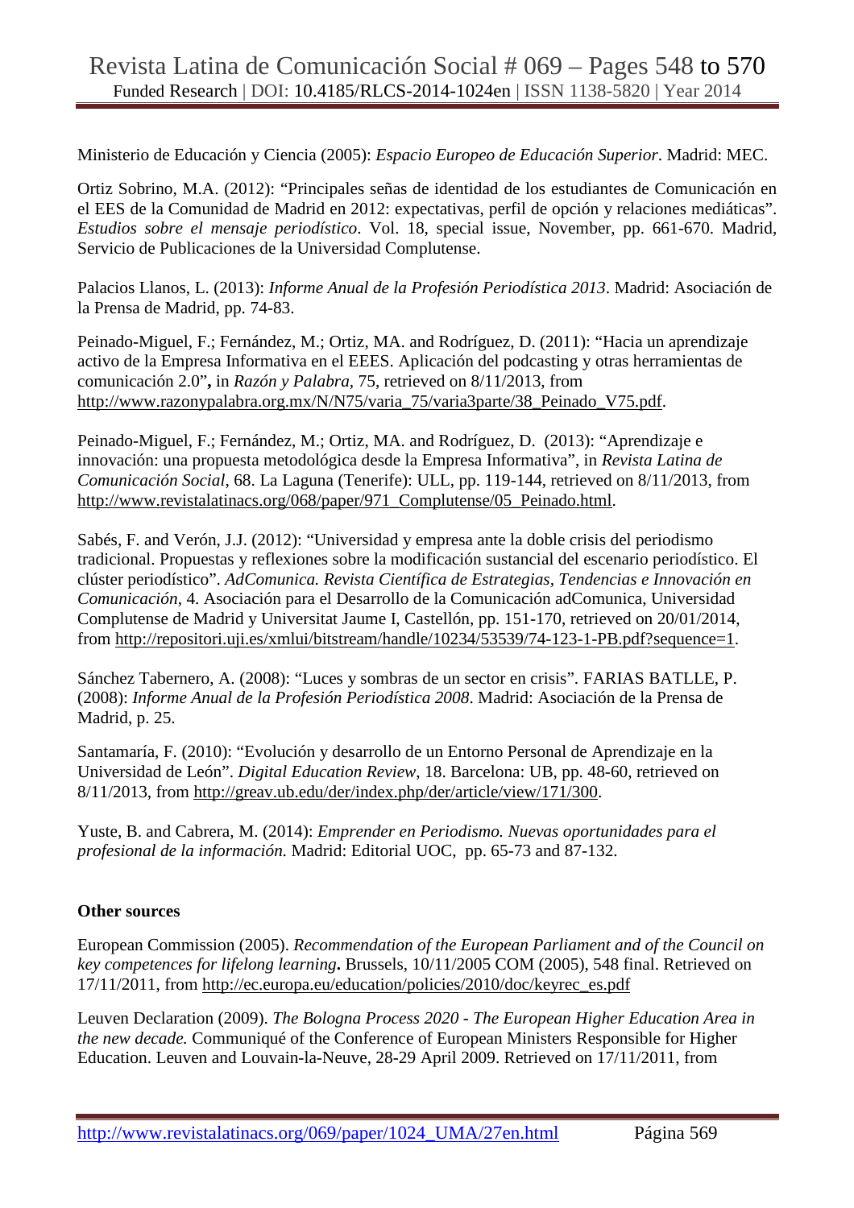Ministerio de Educación y Ciencia (2005): *Espacio Europeo de Educación Superior*. Madrid: MEC.

Ortiz Sobrino, M.A. (2012): "Principales señas de identidad de los estudiantes de Comunicación en el EES de la Comunidad de Madrid en 2012: expectativas, perfil de opción y relaciones mediáticas". *Estudios sobre el mensaje periodístico*. Vol. 18, special issue, November, pp. 661-670. Madrid, Servicio de Publicaciones de la Universidad Complutense.

Palacios Llanos, L. (2013): *Informe Anual de la Profesión Periodística 2013*. Madrid: Asociación de la Prensa de Madrid, pp. 74-83.

Peinado-Miguel, F.; Fernández, M.; Ortiz, MA. and Rodríguez, D. (2011): "Hacia un aprendizaje activo de la Empresa Informativa en el EEES. Aplicación del podcasting y otras herramientas de comunicación 2.0"**,** in *Razón y Palabra*, 75, retrieved on 8/11/2013, from http://www.razonypalabra.org.mx/N/N75/varia_75/varia3parte/38_Peinado_V75.pdf.

Peinado-Miguel, F.; Fernández, M.; Ortiz, MA. and Rodríguez, D. (2013): "Aprendizaje e innovación: una propuesta metodológica desde la Empresa Informativa", in *Revista Latina de Comunicación Social*, 68. La Laguna (Tenerife): ULL, pp. 119-144, retrieved on 8/11/2013, from http://www.revistalatinacs.org/068/paper/971_Complutense/05_Peinado.html.

Sabés, F. and Verón, J.J. (2012): "Universidad y empresa ante la doble crisis del periodismo tradicional. Propuestas y reflexiones sobre la modificación sustancial del escenario periodístico. El clúster periodístico". *AdComunica. Revista Científica de Estrategias, Tendencias e Innovación en Comunicación*, 4. Asociación para el Desarrollo de la Comunicación adComunica, Universidad Complutense de Madrid y Universitat Jaume I, Castellón, pp. 151-170, retrieved on 20/01/2014, from http://repositori.uji.es/xmlui/bitstream/handle/10234/53539/74-123-1-PB.pdf?sequence=1.

Sánchez Tabernero, A. (2008): "Luces y sombras de un sector en crisis". FARIAS BATLLE, P. (2008): *Informe Anual de la Profesión Periodística 2008*. Madrid: Asociación de la Prensa de Madrid, p. 25.

Santamaría, F. (2010): "Evolución y desarrollo de un Entorno Personal de Aprendizaje en la Universidad de León". *Digital Education Review*, 18. Barcelona: UB, pp. 48-60, retrieved on 8/11/2013, from http://greav.ub.edu/der/index.php/der/article/view/171/300.

Yuste, B. and Cabrera, M. (2014): *Emprender en Periodismo. Nuevas oportunidades para el profesional de la información.* Madrid: Editorial UOC, pp. 65-73 and 87-132.

**Other sources**

European Commission (2005). *Recommendation of the European Parliament and of the Council on key competences for lifelong learning***.** Brussels, 10/11/2005 COM (2005), 548 final. Retrieved on 17/11/2011, from http://ec.europa.eu/education/policies/2010/doc/keyrec_es.pdf

Leuven Declaration (2009). *The Bologna Process 2020 - The European Higher Education Area in the new decade.* Communiqué of the Conference of European Ministers Responsible for Higher Education. Leuven and Louvain-la-Neuve, 28-29 April 2009. Retrieved on 17/11/2011, from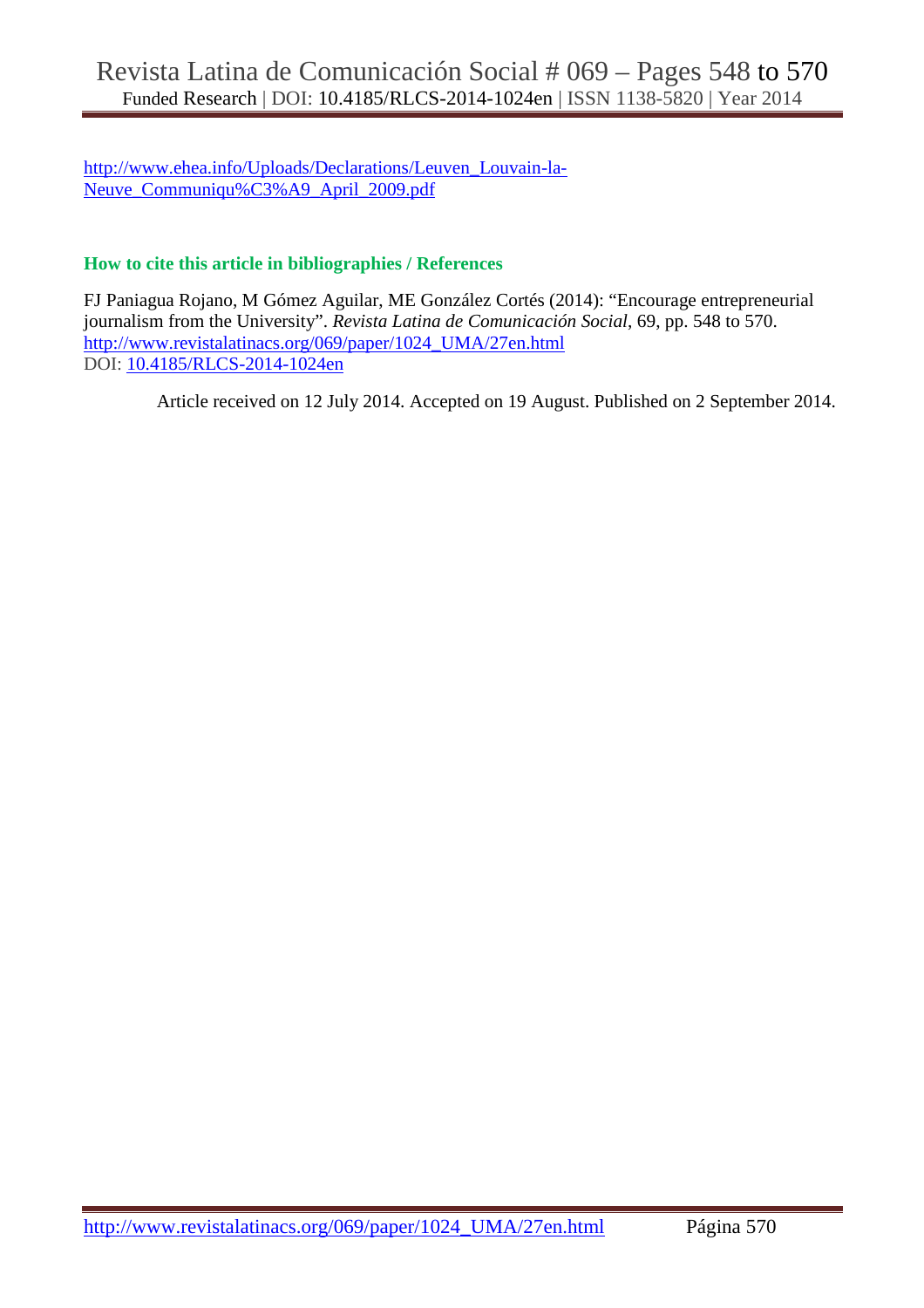http://www.ehea.info/Uploads/Declarations/Leuven_Louvain-la-Neuve_Communiqu%C3%A9_April_2009.pdf

**How to cite this article in bibliographies / References**

FJ Paniagua Rojano, M Gómez Aguilar, ME González Cortés (2014): "Encourage entrepreneurial journalism from the University". *Revista Latina de Comunicación Social*, 69, pp. 548 to 570.
http://www.revistalatinacs.org/069/paper/1024_UMA/27en.html
DOI: 10.4185/RLCS-2014-1024en

Article received on 12 July 2014. Accepted on 19 August. Published on 2 September 2014.